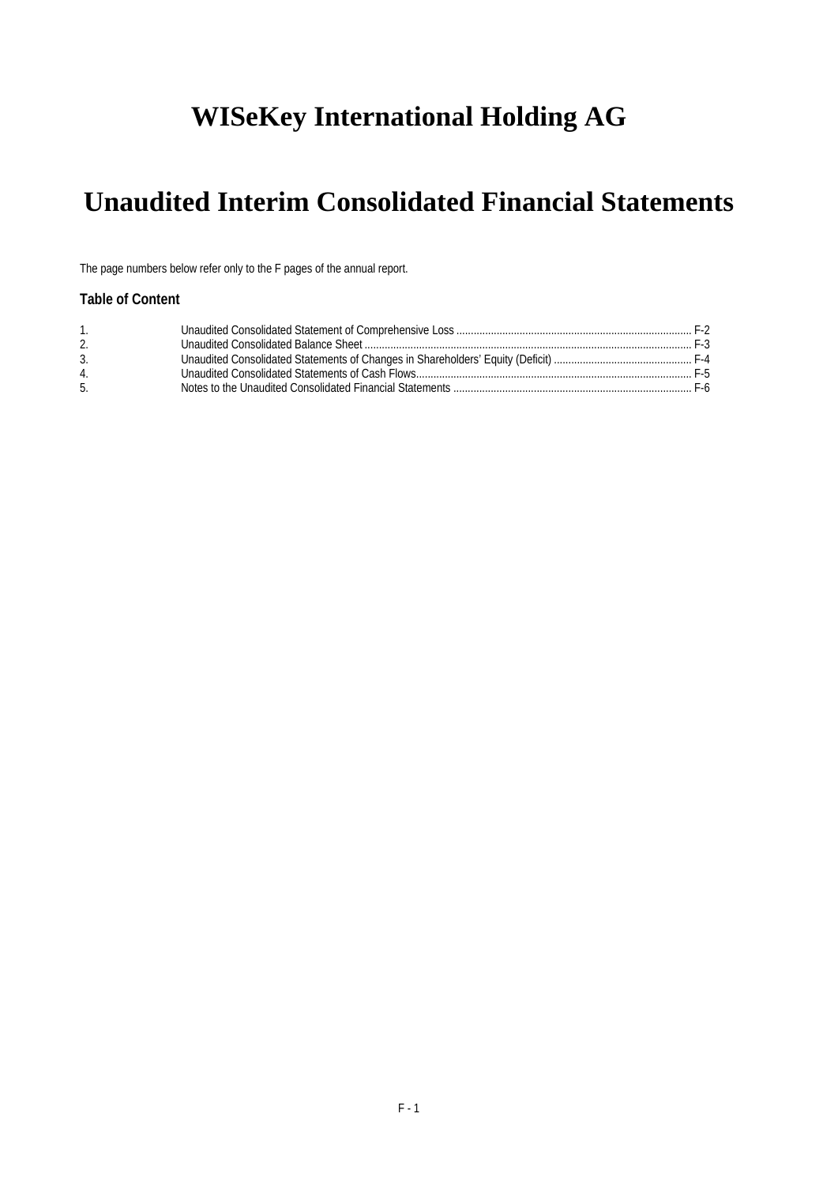# WISeKey International Holding AG

# Unaudited Interim Consolidated Financial Statements

The page numbers below refer only to the F pages of the annual report.

**Table of Content**

| | | |
|---|---|---|
| 1. | Unaudited Consolidated Statement of Comprehensive Loss | F-2 |
| 2. | Unaudited Consolidated Balance Sheet | F-3 |
| 3. | Unaudited Consolidated Statements of Changes in Shareholders' Equity (Deficit) | F-4 |
| 4. | Unaudited Consolidated Statements of Cash Flows | F-5 |
| 5. | Notes to the Unaudited Consolidated Financial Statements | F-6 |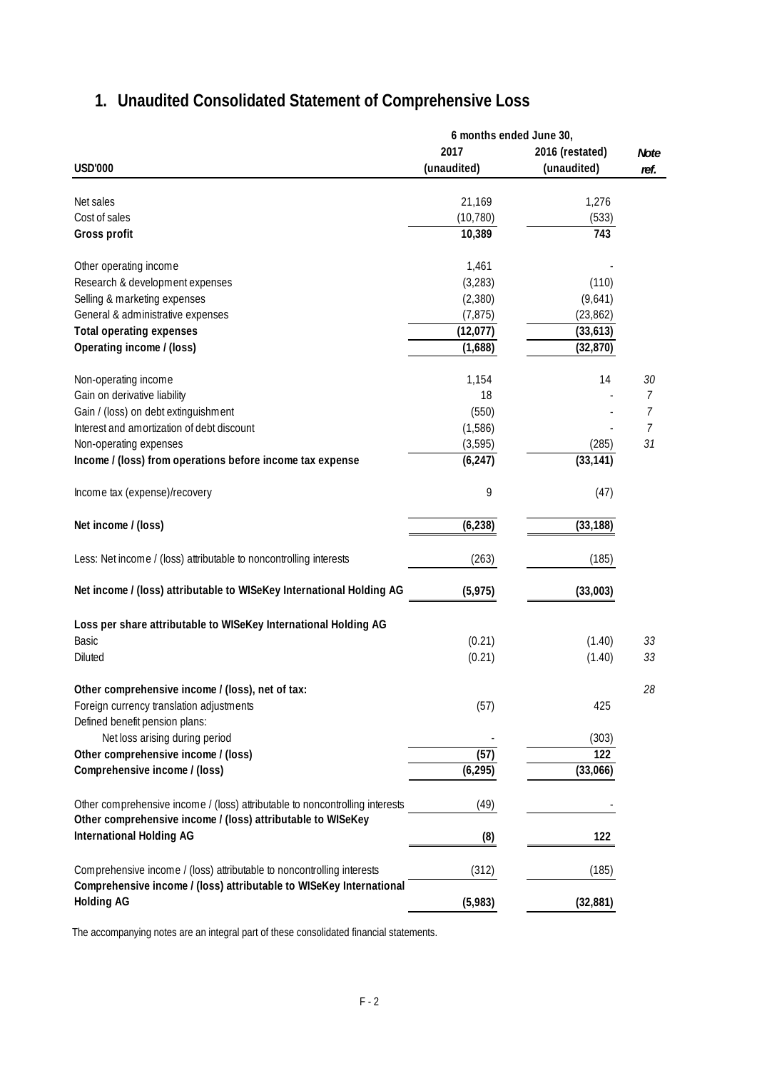# 1. Unaudited Consolidated Statement of Comprehensive Loss

| USD'000 | 6 months ended June 30, 2017 (unaudited) | 2016 (restated) (unaudited) | Note ref. |
|---|---|---|---|
| Net sales | 21,169 | 1,276 | |
| Cost of sales | (10,780) | (533) | |
| **Gross profit** | **10,389** | **743** | |
| Other operating income | 1,461 | - | |
| Research & development expenses | (3,283) | (110) | |
| Selling & marketing expenses | (2,380) | (9,641) | |
| General & administrative expenses | (7,875) | (23,862) | |
| **Total operating expenses** | **(12,077)** | **(33,613)** | |
| **Operating income / (loss)** | **(1,688)** | **(32,870)** | |
| Non-operating income | 1,154 | 14 | *30* |
| Gain on derivative liability | 18 | - | *7* |
| Gain / (loss) on debt extinguishment | (550) | - | *7* |
| Interest and amortization of debt discount | (1,586) | - | *7* |
| Non-operating expenses | (3,595) | (285) | *31* |
| **Income / (loss) from operations before income tax expense** | **(6,247)** | **(33,141)** | |
| Income tax (expense)/recovery | 9 | (47) | |
| **Net income / (loss)** | **(6,238)** | **(33,188)** | |
| Less: Net income / (loss) attributable to noncontrolling interests | (263) | (185) | |
| **Net income / (loss) attributable to WISeKey International Holding AG** | **(5,975)** | **(33,003)** | |
| **Loss per share attributable to WISeKey International Holding AG** | | | |
| Basic | (0.21) | (1.40) | *33* |
| Diluted | (0.21) | (1.40) | *33* |
| **Other comprehensive income / (loss), net of tax:** | | | *28* |
| Foreign currency translation adjustments | (57) | 425 | |
| Defined benefit pension plans: | | | |
| Net loss arising during period | - | (303) | |
| **Other comprehensive income / (loss)** | **(57)** | **122** | |
| **Comprehensive income / (loss)** | **(6,295)** | **(33,066)** | |
| Other comprehensive income / (loss) attributable to noncontrolling interests | (49) | - | |
| **Other comprehensive income / (loss) attributable to WISeKey International Holding AG** | **(8)** | **122** | |
| Comprehensive income / (loss) attributable to noncontrolling interests | (312) | (185) | |
| **Comprehensive income / (loss) attributable to WISeKey International Holding AG** | **(5,983)** | **(32,881)** | |

The accompanying notes are an integral part of these consolidated financial statements.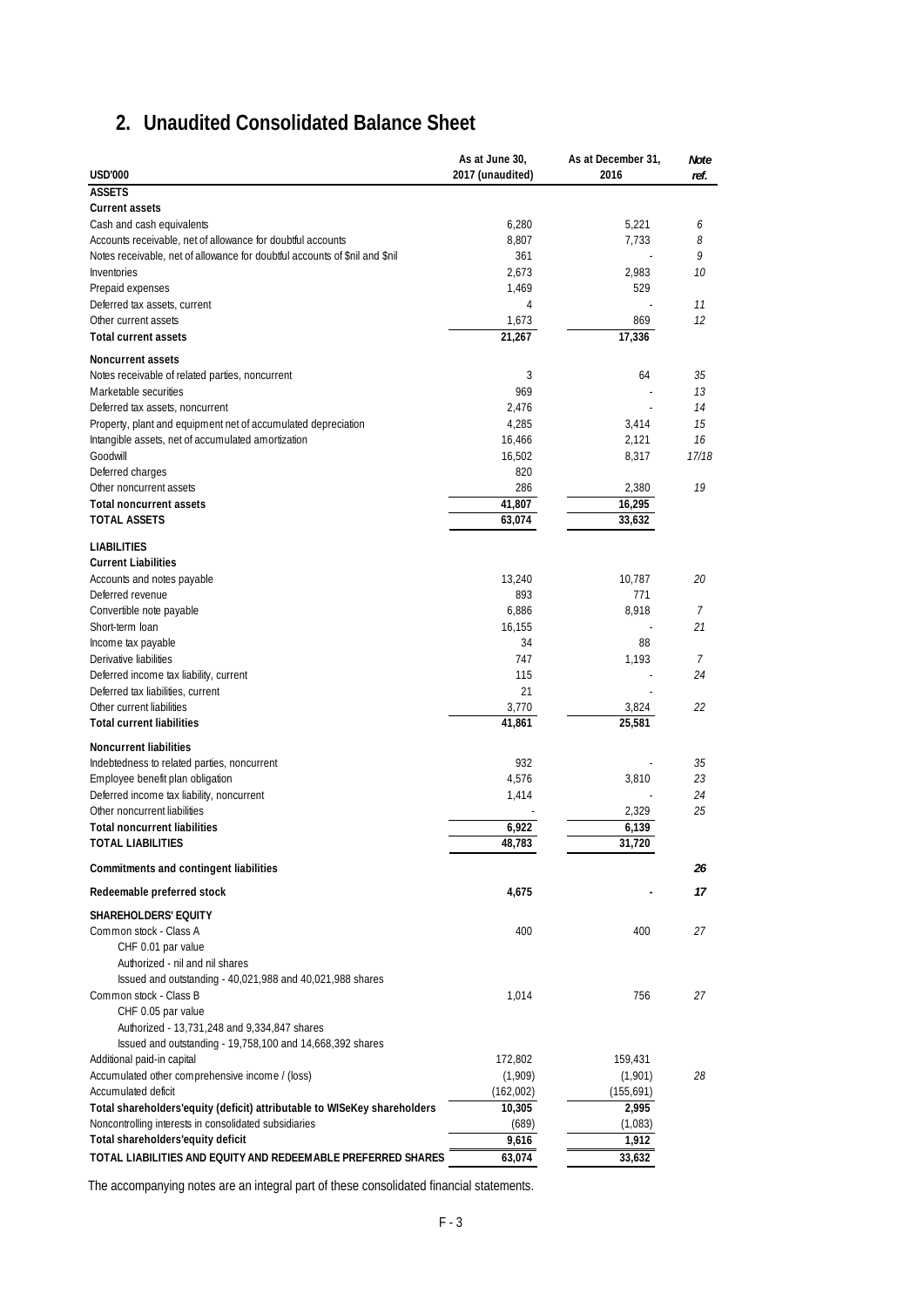## 2. Unaudited Consolidated Balance Sheet

| USD'000 | As at June 30, 2017 (unaudited) | As at December 31, 2016 | Note ref. |
|---|---|---|---|
| **ASSETS** | | | |
| **Current assets** | | | |
| Cash and cash equivalents | 6,280 | 5,221 | 6 |
| Accounts receivable, net of allowance for doubtful accounts | 8,807 | 7,733 | 8 |
| Notes receivable, net of allowance for doubtful accounts of $nil and $nil | 361 | - | 9 |
| Inventories | 2,673 | 2,983 | 10 |
| Prepaid expenses | 1,469 | 529 | |
| Deferred tax assets, current | 4 | - | 11 |
| Other current assets | 1,673 | 869 | 12 |
| **Total current assets** | **21,267** | **17,336** | |
| **Noncurrent assets** | | | |
| Notes receivable of related parties, noncurrent | 3 | 64 | 35 |
| Marketable securities | 969 | - | 13 |
| Deferred tax assets, noncurrent | 2,476 | - | 14 |
| Property, plant and equipment net of accumulated depreciation | 4,285 | 3,414 | 15 |
| Intangible assets, net of accumulated amortization | 16,466 | 2,121 | 16 |
| Goodwill | 16,502 | 8,317 | 17/18 |
| Deferred charges | 820 | | |
| Other noncurrent assets | 286 | 2,380 | 19 |
| **Total noncurrent assets** | **41,807** | **16,295** | |
| **TOTAL ASSETS** | **63,074** | **33,632** | |
| **LIABILITIES** | | | |
| **Current Liabilities** | | | |
| Accounts and notes payable | 13,240 | 10,787 | 20 |
| Deferred revenue | 893 | 771 | |
| Convertible note payable | 6,886 | 8,918 | 7 |
| Short-term loan | 16,155 | - | 21 |
| Income tax payable | 34 | 88 | |
| Derivative liabilities | 747 | 1,193 | 7 |
| Deferred income tax liability, current | 115 | - | 24 |
| Deferred tax liabilities, current | 21 | - | |
| Other current liabilities | 3,770 | 3,824 | 22 |
| **Total current liabilities** | **41,861** | **25,581** | |
| **Noncurrent liabilities** | | | |
| Indebtedness to related parties, noncurrent | 932 | - | 35 |
| Employee benefit plan obligation | 4,576 | 3,810 | 23 |
| Deferred income tax liability, noncurrent | 1,414 | - | 24 |
| Other noncurrent liabilities | - | 2,329 | 25 |
| **Total noncurrent liabilities** | **6,922** | **6,139** | |
| **TOTAL LIABILITIES** | **48,783** | **31,720** | |
| **Commitments and contingent liabilities** | | | **26** |
| **Redeemable preferred stock** | **4,675** | **-** | **17** |
| **SHAREHOLDERS' EQUITY** | | | |
| Common stock - Class A | 400 | 400 | 27 |
| CHF 0.01 par value | | | |
| Authorized - nil and nil shares | | | |
| Issued and outstanding - 40,021,988 and 40,021,988 shares | | | |
| Common stock - Class B | 1,014 | 756 | 27 |
| CHF 0.05 par value | | | |
| Authorized - 13,731,248 and 9,334,847 shares | | | |
| Issued and outstanding - 19,758,100 and 14,668,392 shares | | | |
| Additional paid-in capital | 172,802 | 159,431 | |
| Accumulated other comprehensive income / (loss) | (1,909) | (1,901) | 28 |
| Accumulated deficit | (162,002) | (155,691) | |
| **Total shareholders'equity (deficit) attributable to WISeKey shareholders** | **10,305** | **2,995** | |
| Noncontrolling interests in consolidated subsidiaries | (689) | (1,083) | |
| **Total shareholders'equity deficit** | **9,616** | **1,912** | |
| **TOTAL LIABILITIES AND EQUITY AND REDEEMABLE PREFERRED SHARES** | **63,074** | **33,632** | |

The accompanying notes are an integral part of these consolidated financial statements.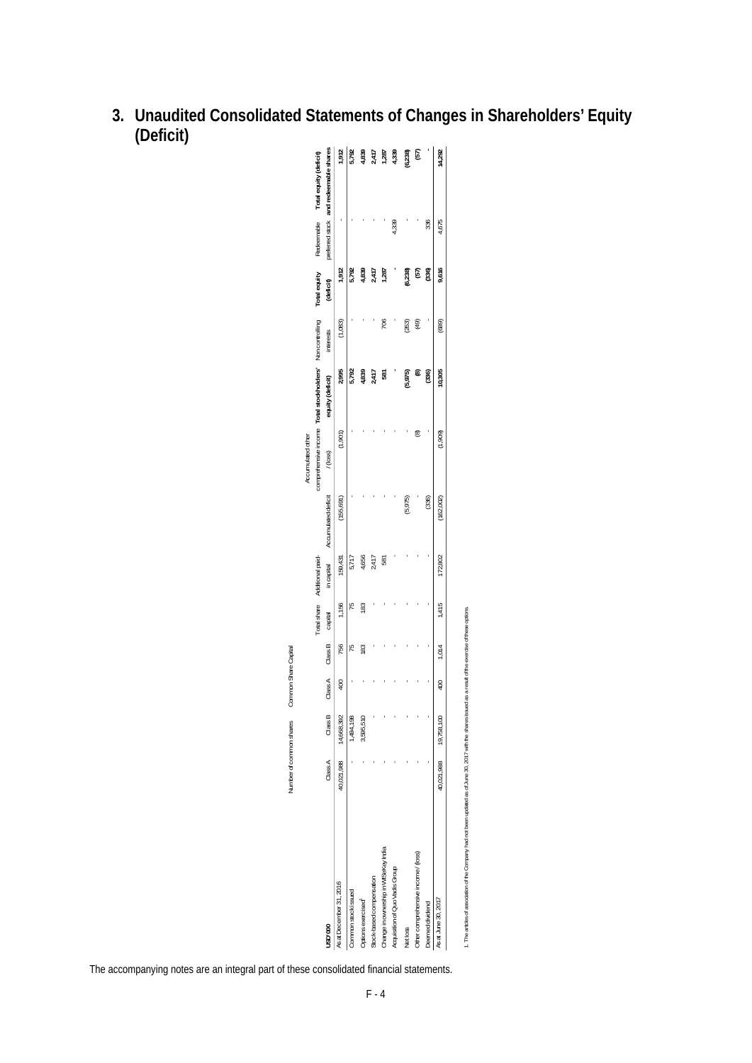# 3. Unaudited Consolidated Statements of Changes in Shareholders' Equity (Deficit)

| USD'000 | Number of common shares | | Common Share Capital | | | | | | | | | | |
|---|---|---|---|---|---|---|---|---|---|---|---|---|---|
| | Class A | Class B | Class A | Class B | Total share capital | Additional paid-in capital | Accumulated deficit | Accumulated other comprehensive income / (loss) | Total stockholders' equity (deficit) | Non-controlling interests | Total equity (deficit) | Redeemable preferred stock | Total equity (deficit) and redeemable shares |
| As at December 31, 2016 | 40,021,988 | 14,668,392 | 400 | 756 | 1,156 | 159,431 | (155,691) | (1,901) | 2,995 | (1,083) | 1,912 | - | 1,912 |
| Common stock issued | - | 1,494,198 | - | 75 | 75 | 5,717 | - | - | 5,792 | - | 5,792 | - | 5,792 |
| Options exercised[1] | - | 3,595,510 | - | 183 | 183 | 4,656 | - | - | 4,839 | - | 4,839 | - | 4,839 |
| Stock-based compensation | - | - | - | - | - | 2,417 | - | - | 2,417 | - | 2,417 | - | 2,417 |
| Change in ownership in WISeKey India | - | - | - | - | - | 581 | - | - | 581 | 706 | 1,287 | - | 1,287 |
| Acquisition of QuoVadis Group | - | - | - | - | - | - | - | - | - | - | - | 4,339 | 4,339 |
| Net loss | - | - | - | - | - | - | (5,975) | - | (5,975) | (263) | (6,238) | - | (6,238) |
| Other comprehensive income / (loss) | - | - | - | - | - | - | - | (8) | (8) | (49) | (57) | - | (57) |
| Deemed dividend | - | - | - | - | - | - | (336) | - | (336) | - | (336) | 336 | - |
| As at June 30, 2017 | 40,021,988 | 19,758,100 | 400 | 1,014 | 1,415 | 172,802 | (162,002) | (1,909) | 10,305 | (689) | 9,616 | 4,675 | 14,292 |

1. The articles of association of the Company had not been updated as of June 30, 2017 with the shares issued as a result of the exercise of these options.

The accompanying notes are an integral part of these consolidated financial statements.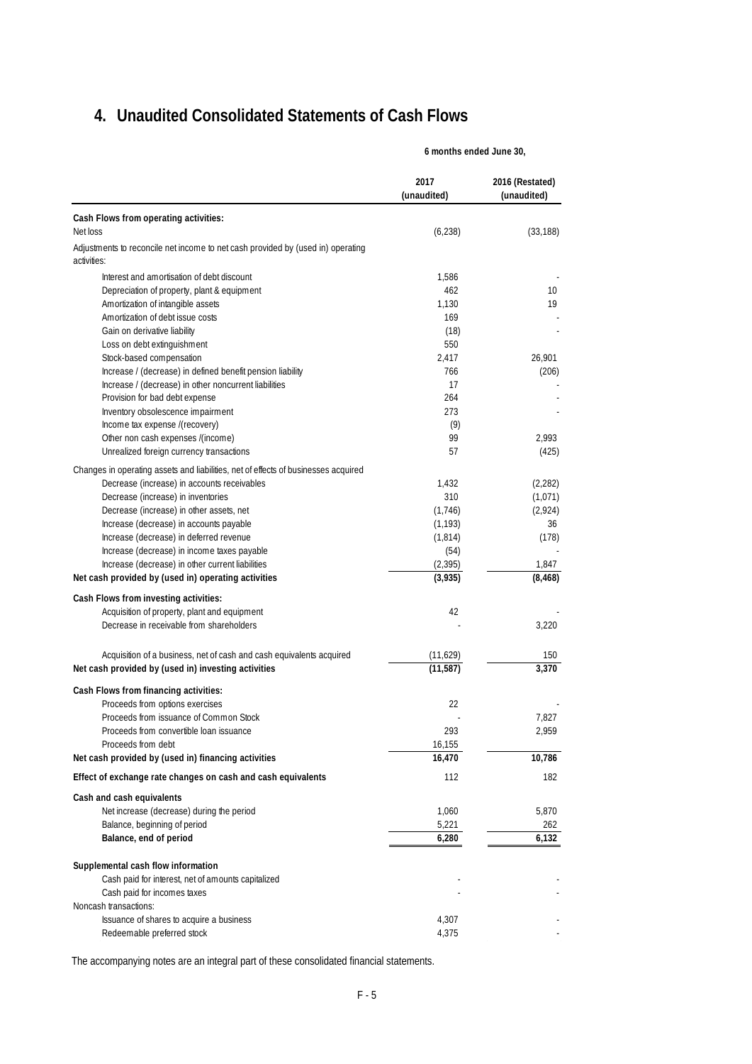## 4. Unaudited Consolidated Statements of Cash Flows

| | 6 months ended June 30, | |
|---|---|---|
| | 2017 (unaudited) | 2016 (Restated) (unaudited) |
| **Cash Flows from operating activities:** | | |
| Net loss | (6,238) | (33,188) |
| Adjustments to reconcile net income to net cash provided by (used in) operating activities: | | |
| Interest and amortisation of debt discount | 1,586 | - |
| Depreciation of property, plant & equipment | 462 | 10 |
| Amortization of intangible assets | 1,130 | 19 |
| Amortization of debt issue costs | 169 | - |
| Gain on derivative liability | (18) | - |
| Loss on debt extinguishment | 550 | |
| Stock-based compensation | 2,417 | 26,901 |
| Increase / (decrease) in defined benefit pension liability | 766 | (206) |
| Increase / (decrease) in other noncurrent liabilities | 17 | - |
| Provision for bad debt expense | 264 | - |
| Inventory obsolescence impairment | 273 | - |
| Income tax expense /(recovery) | (9) | |
| Other non cash expenses /(income) | 99 | 2,993 |
| Unrealized foreign currency transactions | 57 | (425) |
| Changes in operating assets and liabilities, net of effects of businesses acquired | | |
| Decrease (increase) in accounts receivables | 1,432 | (2,282) |
| Decrease (increase) in inventories | 310 | (1,071) |
| Decrease (increase) in other assets, net | (1,746) | (2,924) |
| Increase (decrease) in accounts payable | (1,193) | 36 |
| Increase (decrease) in deferred revenue | (1,814) | (178) |
| Increase (decrease) in income taxes payable | (54) | - |
| Increase (decrease) in other current liabilities | (2,395) | 1,847 |
| **Net cash provided by (used in) operating activities** | **(3,935)** | **(8,468)** |
| **Cash Flows from investing activities:** | | |
| Acquisition of property, plant and equipment | 42 | - |
| Decrease in receivable from shareholders | - | 3,220 |
| Acquisition of a business, net of cash and cash equivalents acquired | (11,629) | 150 |
| **Net cash provided by (used in) investing activities** | **(11,587)** | **3,370** |
| **Cash Flows from financing activities:** | | |
| Proceeds from options exercises | 22 | - |
| Proceeds from issuance of Common Stock | - | 7,827 |
| Proceeds from convertible loan issuance | 293 | 2,959 |
| Proceeds from debt | 16,155 | |
| **Net cash provided by (used in) financing activities** | **16,470** | **10,786** |
| **Effect of exchange rate changes on cash and cash equivalents** | 112 | 182 |
| **Cash and cash equivalents** | | |
| Net increase (decrease) during the period | 1,060 | 5,870 |
| Balance, beginning of period | 5,221 | 262 |
| **Balance, end of period** | **6,280** | **6,132** |
| **Supplemental cash flow information** | | |
| Cash paid for interest, net of amounts capitalized | - | - |
| Cash paid for incomes taxes | - | - |
| Noncash transactions: | | |
| Issuance of shares to acquire a business | 4,307 | - |
| Redeemable preferred stock | 4,375 | - |

The accompanying notes are an integral part of these consolidated financial statements.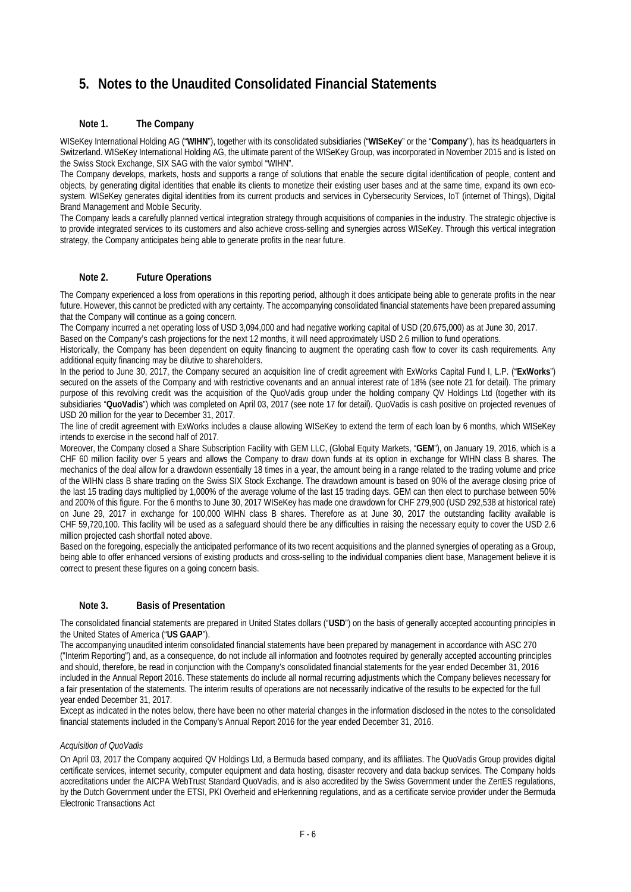# 5. Notes to the Unaudited Consolidated Financial Statements

## Note 1. The Company

WISeKey International Holding AG ("**WIHN**"), together with its consolidated subsidiaries ("**WISeKey**" or the "**Company**"), has its headquarters in Switzerland. WISeKey International Holding AG, the ultimate parent of the WISeKey Group, was incorporated in November 2015 and is listed on the Swiss Stock Exchange, SIX SAG with the valor symbol "WIHN".

The Company develops, markets, hosts and supports a range of solutions that enable the secure digital identification of people, content and objects, by generating digital identities that enable its clients to monetize their existing user bases and at the same time, expand its own eco-system. WISeKey generates digital identities from its current products and services in Cybersecurity Services, IoT (internet of Things), Digital Brand Management and Mobile Security.

The Company leads a carefully planned vertical integration strategy through acquisitions of companies in the industry. The strategic objective is to provide integrated services to its customers and also achieve cross-selling and synergies across WISeKey. Through this vertical integration strategy, the Company anticipates being able to generate profits in the near future.

## Note 2. Future Operations

The Company experienced a loss from operations in this reporting period, although it does anticipate being able to generate profits in the near future. However, this cannot be predicted with any certainty. The accompanying consolidated financial statements have been prepared assuming that the Company will continue as a going concern.

The Company incurred a net operating loss of USD 3,094,000 and had negative working capital of USD (20,675,000) as at June 30, 2017.

Based on the Company's cash projections for the next 12 months, it will need approximately USD 2.6 million to fund operations.

Historically, the Company has been dependent on equity financing to augment the operating cash flow to cover its cash requirements. Any additional equity financing may be dilutive to shareholders.

In the period to June 30, 2017, the Company secured an acquisition line of credit agreement with ExWorks Capital Fund I, L.P. ("**ExWorks**") secured on the assets of the Company and with restrictive covenants and an annual interest rate of 18% (see note 21 for detail). The primary purpose of this revolving credit was the acquisition of the QuoVadis group under the holding company QV Holdings Ltd (together with its subsidiaries "**QuoVadis**") which was completed on April 03, 2017 (see note 17 for detail). QuoVadis is cash positive on projected revenues of USD 20 million for the year to December 31, 2017.

The line of credit agreement with ExWorks includes a clause allowing WISeKey to extend the term of each loan by 6 months, which WISeKey intends to exercise in the second half of 2017.

Moreover, the Company closed a Share Subscription Facility with GEM LLC, (Global Equity Markets, "**GEM**"), on January 19, 2016, which is a CHF 60 million facility over 5 years and allows the Company to draw down funds at its option in exchange for WIHN class B shares. The mechanics of the deal allow for a drawdown essentially 18 times in a year, the amount being in a range related to the trading volume and price of the WIHN class B share trading on the Swiss SIX Stock Exchange. The drawdown amount is based on 90% of the average closing price of the last 15 trading days multiplied by 1,000% of the average volume of the last 15 trading days. GEM can then elect to purchase between 50% and 200% of this figure. For the 6 months to June 30, 2017 WISeKey has made one drawdown for CHF 279,900 (USD 292,538 at historical rate) on June 29, 2017 in exchange for 100,000 WIHN class B shares. Therefore as at June 30, 2017 the outstanding facility available is CHF 59,720,100. This facility will be used as a safeguard should there be any difficulties in raising the necessary equity to cover the USD 2.6 million projected cash shortfall noted above.

Based on the foregoing, especially the anticipated performance of its two recent acquisitions and the planned synergies of operating as a Group, being able to offer enhanced versions of existing products and cross-selling to the individual companies client base, Management believe it is correct to present these figures on a going concern basis.

## Note 3. Basis of Presentation

The consolidated financial statements are prepared in United States dollars ("**USD**") on the basis of generally accepted accounting principles in the United States of America ("**US GAAP**").

The accompanying unaudited interim consolidated financial statements have been prepared by management in accordance with ASC 270 ("Interim Reporting") and, as a consequence, do not include all information and footnotes required by generally accepted accounting principles and should, therefore, be read in conjunction with the Company's consolidated financial statements for the year ended December 31, 2016 included in the Annual Report 2016. These statements do include all normal recurring adjustments which the Company believes necessary for a fair presentation of the statements. The interim results of operations are not necessarily indicative of the results to be expected for the full year ended December 31, 2017.

Except as indicated in the notes below, there have been no other material changes in the information disclosed in the notes to the consolidated financial statements included in the Company's Annual Report 2016 for the year ended December 31, 2016.

*Acquisition of QuoVadis*

On April 03, 2017 the Company acquired QV Holdings Ltd, a Bermuda based company, and its affiliates. The QuoVadis Group provides digital certificate services, internet security, computer equipment and data hosting, disaster recovery and data backup services. The Company holds accreditations under the AICPA WebTrust Standard QuoVadis, and is also accredited by the Swiss Government under the ZertES regulations, by the Dutch Government under the ETSI, PKI Overheid and eHerkenning regulations, and as a certificate service provider under the Bermuda Electronic Transactions Act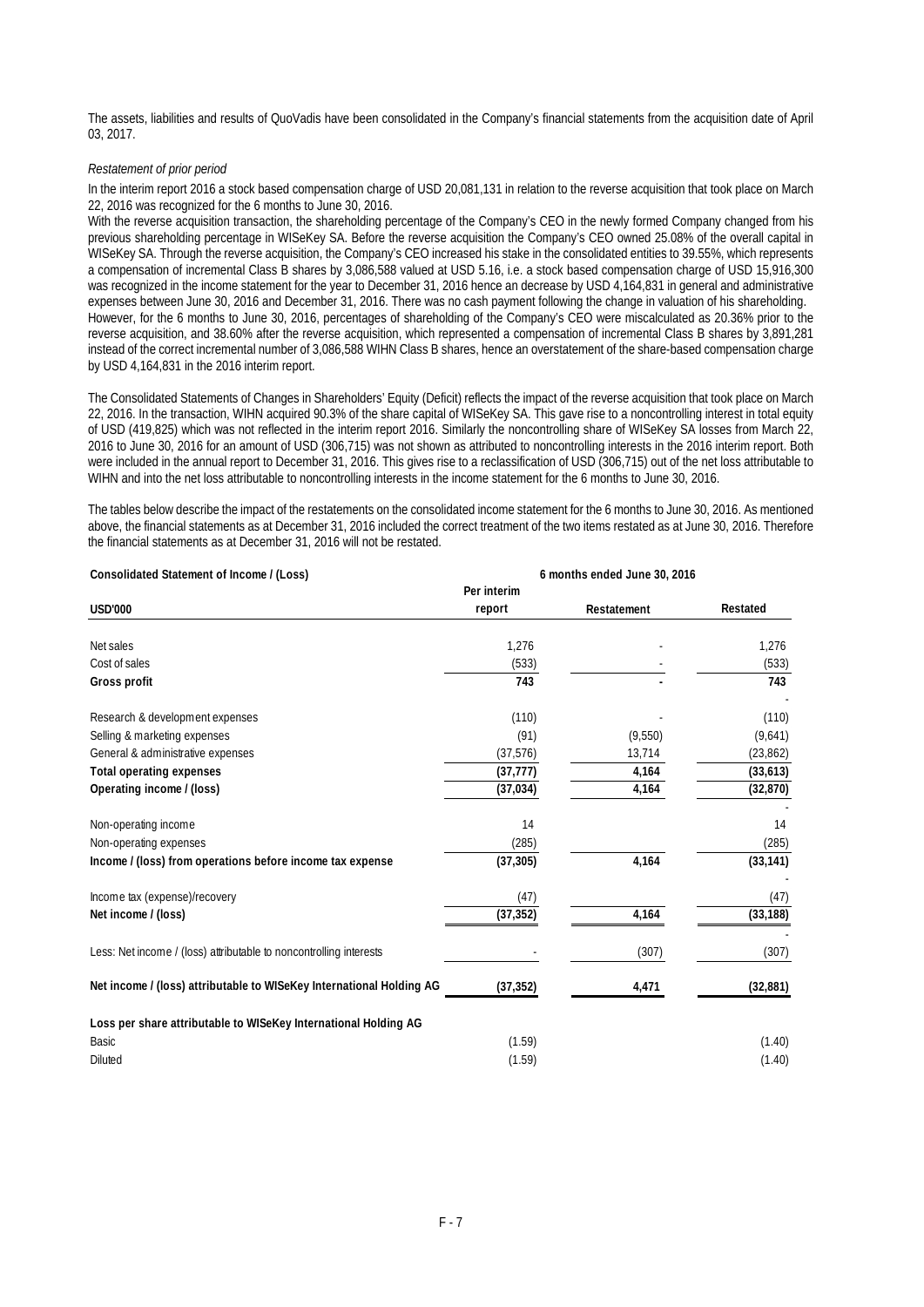The assets, liabilities and results of QuoVadis have been consolidated in the Company's financial statements from the acquisition date of April 03, 2017.

*Restatement of prior period*

In the interim report 2016 a stock based compensation charge of USD 20,081,131 in relation to the reverse acquisition that took place on March 22, 2016 was recognized for the 6 months to June 30, 2016.

With the reverse acquisition transaction, the shareholding percentage of the Company's CEO in the newly formed Company changed from his previous shareholding percentage in WISeKey SA. Before the reverse acquisition the Company's CEO owned 25.08% of the overall capital in WISeKey SA. Through the reverse acquisition, the Company's CEO increased his stake in the consolidated entities to 39.55%, which represents a compensation of incremental Class B shares by 3,086,588 valued at USD 5.16, i.e. a stock based compensation charge of USD 15,916,300 was recognized in the income statement for the year to December 31, 2016 hence an decrease by USD 4,164,831 in general and administrative expenses between June 30, 2016 and December 31, 2016. There was no cash payment following the change in valuation of his shareholding.

However, for the 6 months to June 30, 2016, percentages of shareholding of the Company's CEO were miscalculated as 20.36% prior to the reverse acquisition, and 38.60% after the reverse acquisition, which represented a compensation of incremental Class B shares by 3,891,281 instead of the correct incremental number of 3,086,588 WIHN Class B shares, hence an overstatement of the share-based compensation charge by USD 4,164,831 in the 2016 interim report.

The Consolidated Statements of Changes in Shareholders' Equity (Deficit) reflects the impact of the reverse acquisition that took place on March 22, 2016. In the transaction, WIHN acquired 90.3% of the share capital of WISeKey SA. This gave rise to a noncontrolling interest in total equity of USD (419,825) which was not reflected in the interim report 2016. Similarly the noncontrolling share of WISeKey SA losses from March 22, 2016 to June 30, 2016 for an amount of USD (306,715) was not shown as attributed to noncontrolling interests in the 2016 interim report. Both were included in the annual report to December 31, 2016. This gives rise to a reclassification of USD (306,715) out of the net loss attributable to WIHN and into the net loss attributable to noncontrolling interests in the income statement for the 6 months to June 30, 2016.

The tables below describe the impact of the restatements on the consolidated income statement for the 6 months to June 30, 2016. As mentioned above, the financial statements as at December 31, 2016 included the correct treatment of the two items restated as at June 30, 2016. Therefore the financial statements as at December 31, 2016 will not be restated.

| **Consolidated Statement of Income / (Loss)** | **6 months ended June 30, 2016** | | |
|---|---|---|---|
| **USD'000** | **Per interim report** | **Restatement** | **Restated** |
| Net sales | 1,276 | - | 1,276 |
| Cost of sales | (533) | - | (533) |
| **Gross profit** | **743** | **-** | **743** |
| | | | - |
| Research & development expenses | (110) | - | (110) |
| Selling & marketing expenses | (91) | (9,550) | (9,641) |
| General & administrative expenses | (37,576) | 13,714 | (23,862) |
| **Total operating expenses** | **(37,777)** | **4,164** | **(33,613)** |
| **Operating income / (loss)** | **(37,034)** | **4,164** | **(32,870)** |
| | | | - |
| Non-operating income | 14 | | 14 |
| Non-operating expenses | (285) | | (285) |
| **Income / (loss) from operations before income tax expense** | **(37,305)** | **4,164** | **(33,141)** |
| | | | - |
| Income tax (expense)/recovery | (47) | | (47) |
| **Net income / (loss)** | **(37,352)** | **4,164** | **(33,188)** |
| | | | - |
| Less: Net income / (loss) attributable to noncontrolling interests | - | (307) | (307) |
| **Net income / (loss) attributable to WISeKey International Holding AG** | **(37,352)** | **4,471** | **(32,881)** |
| **Loss per share attributable to WISeKey International Holding AG** | | | |
| Basic | (1.59) | | (1.40) |
| Diluted | (1.59) | | (1.40) |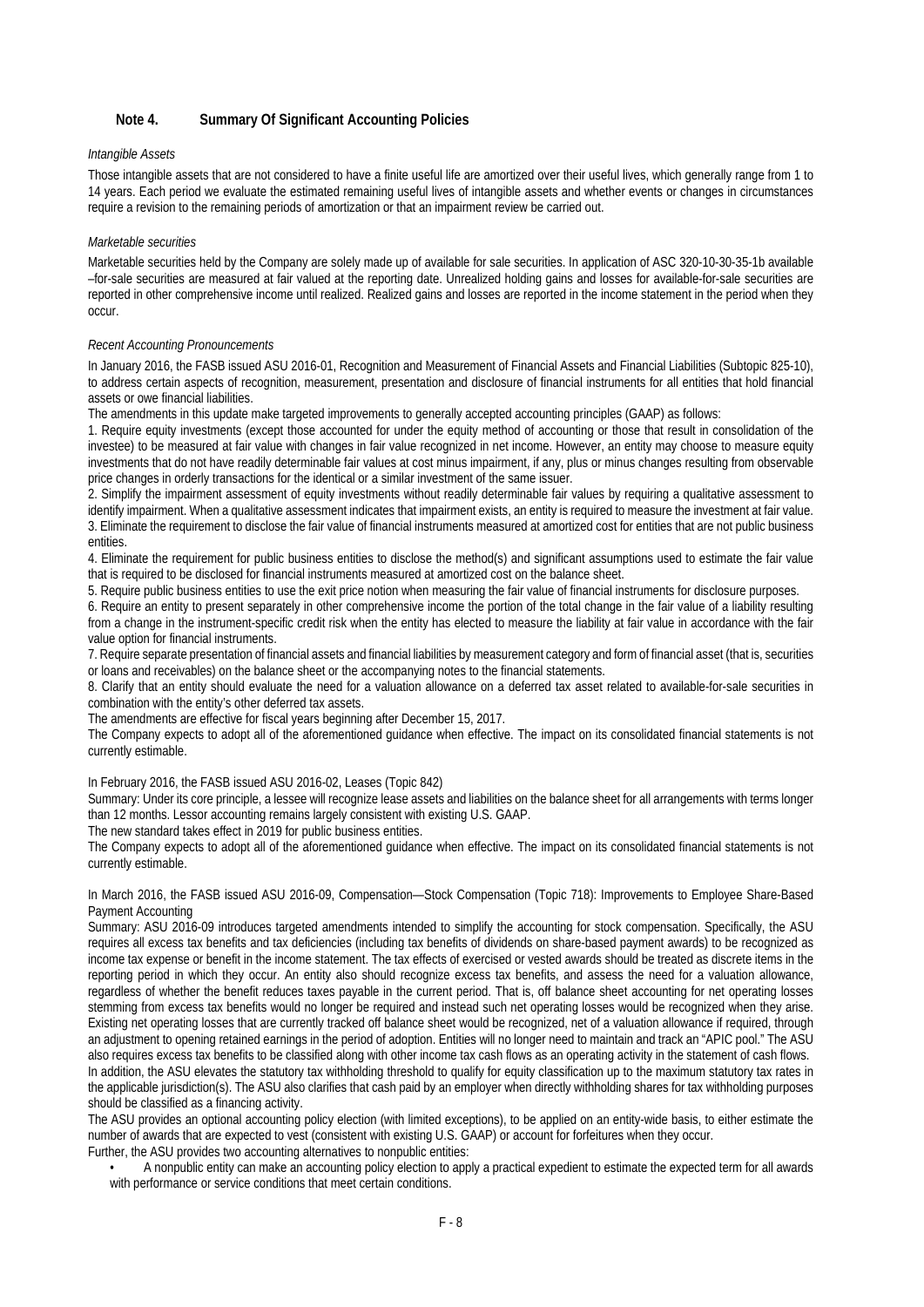## Note 4. Summary Of Significant Accounting Policies

*Intangible Assets*

Those intangible assets that are not considered to have a finite useful life are amortized over their useful lives, which generally range from 1 to 14 years. Each period we evaluate the estimated remaining useful lives of intangible assets and whether events or changes in circumstances require a revision to the remaining periods of amortization or that an impairment review be carried out.

*Marketable securities*

Marketable securities held by the Company are solely made up of available for sale securities. In application of ASC 320-10-30-35-1b available –for-sale securities are measured at fair valued at the reporting date. Unrealized holding gains and losses for available-for-sale securities are reported in other comprehensive income until realized. Realized gains and losses are reported in the income statement in the period when they occur.

*Recent Accounting Pronouncements*

In January 2016, the FASB issued ASU 2016-01, Recognition and Measurement of Financial Assets and Financial Liabilities (Subtopic 825-10), to address certain aspects of recognition, measurement, presentation and disclosure of financial instruments for all entities that hold financial assets or owe financial liabilities.

The amendments in this update make targeted improvements to generally accepted accounting principles (GAAP) as follows:

1. Require equity investments (except those accounted for under the equity method of accounting or those that result in consolidation of the investee) to be measured at fair value with changes in fair value recognized in net income. However, an entity may choose to measure equity investments that do not have readily determinable fair values at cost minus impairment, if any, plus or minus changes resulting from observable price changes in orderly transactions for the identical or a similar investment of the same issuer.
2. Simplify the impairment assessment of equity investments without readily determinable fair values by requiring a qualitative assessment to identify impairment. When a qualitative assessment indicates that impairment exists, an entity is required to measure the investment at fair value.
3. Eliminate the requirement to disclose the fair value of financial instruments measured at amortized cost for entities that are not public business entities.
4. Eliminate the requirement for public business entities to disclose the method(s) and significant assumptions used to estimate the fair value that is required to be disclosed for financial instruments measured at amortized cost on the balance sheet.
5. Require public business entities to use the exit price notion when measuring the fair value of financial instruments for disclosure purposes.
6. Require an entity to present separately in other comprehensive income the portion of the total change in the fair value of a liability resulting from a change in the instrument-specific credit risk when the entity has elected to measure the liability at fair value in accordance with the fair value option for financial instruments.
7. Require separate presentation of financial assets and financial liabilities by measurement category and form of financial asset (that is, securities or loans and receivables) on the balance sheet or the accompanying notes to the financial statements.
8. Clarify that an entity should evaluate the need for a valuation allowance on a deferred tax asset related to available-for-sale securities in combination with the entity's other deferred tax assets.

The amendments are effective for fiscal years beginning after December 15, 2017.

The Company expects to adopt all of the aforementioned guidance when effective. The impact on its consolidated financial statements is not currently estimable.

In February 2016, the FASB issued ASU 2016-02, Leases (Topic 842)

Summary: Under its core principle, a lessee will recognize lease assets and liabilities on the balance sheet for all arrangements with terms longer than 12 months. Lessor accounting remains largely consistent with existing U.S. GAAP.

The new standard takes effect in 2019 for public business entities.

The Company expects to adopt all of the aforementioned guidance when effective. The impact on its consolidated financial statements is not currently estimable.

In March 2016, the FASB issued ASU 2016-09, Compensation—Stock Compensation (Topic 718): Improvements to Employee Share-Based Payment Accounting

Summary: ASU 2016-09 introduces targeted amendments intended to simplify the accounting for stock compensation. Specifically, the ASU requires all excess tax benefits and tax deficiencies (including tax benefits of dividends on share-based payment awards) to be recognized as income tax expense or benefit in the income statement. The tax effects of exercised or vested awards should be treated as discrete items in the reporting period in which they occur. An entity also should recognize excess tax benefits, and assess the need for a valuation allowance, regardless of whether the benefit reduces taxes payable in the current period. That is, off balance sheet accounting for net operating losses stemming from excess tax benefits would no longer be required and instead such net operating losses would be recognized when they arise. Existing net operating losses that are currently tracked off balance sheet would be recognized, net of a valuation allowance if required, through an adjustment to opening retained earnings in the period of adoption. Entities will no longer need to maintain and track an "APIC pool." The ASU also requires excess tax benefits to be classified along with other income tax cash flows as an operating activity in the statement of cash flows.

In addition, the ASU elevates the statutory tax withholding threshold to qualify for equity classification up to the maximum statutory tax rates in the applicable jurisdiction(s). The ASU also clarifies that cash paid by an employer when directly withholding shares for tax withholding purposes should be classified as a financing activity.

The ASU provides an optional accounting policy election (with limited exceptions), to be applied on an entity-wide basis, to either estimate the number of awards that are expected to vest (consistent with existing U.S. GAAP) or account for forfeitures when they occur.

Further, the ASU provides two accounting alternatives to nonpublic entities:

- A nonpublic entity can make an accounting policy election to apply a practical expedient to estimate the expected term for all awards with performance or service conditions that meet certain conditions.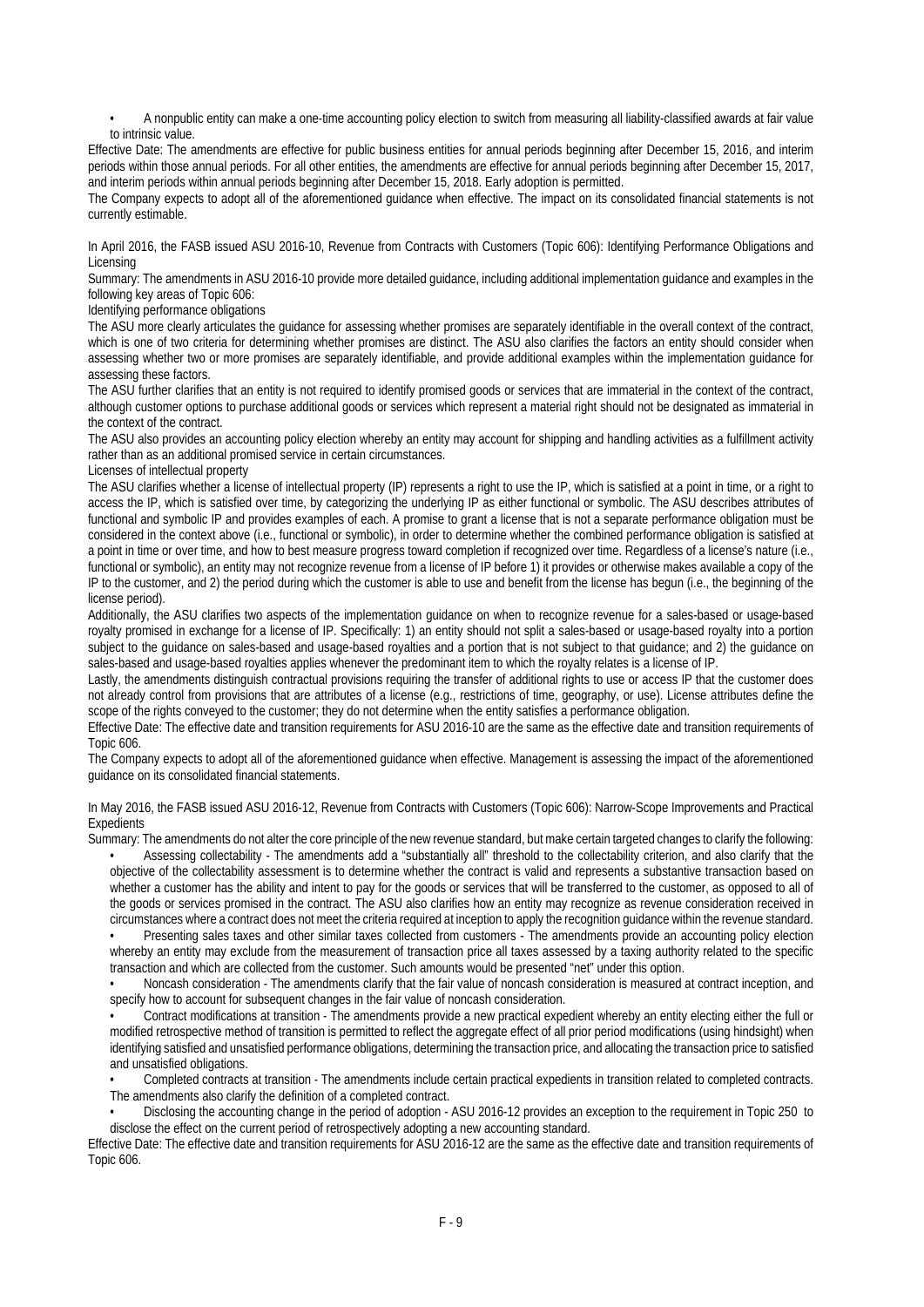- A nonpublic entity can make a one-time accounting policy election to switch from measuring all liability-classified awards at fair value to intrinsic value.

Effective Date: The amendments are effective for public business entities for annual periods beginning after December 15, 2016, and interim periods within those annual periods. For all other entities, the amendments are effective for annual periods beginning after December 15, 2017, and interim periods within annual periods beginning after December 15, 2018. Early adoption is permitted.

The Company expects to adopt all of the aforementioned guidance when effective. The impact on its consolidated financial statements is not currently estimable.

In April 2016, the FASB issued ASU 2016-10, Revenue from Contracts with Customers (Topic 606): Identifying Performance Obligations and Licensing

Summary: The amendments in ASU 2016-10 provide more detailed guidance, including additional implementation guidance and examples in the following key areas of Topic 606:

Identifying performance obligations

The ASU more clearly articulates the guidance for assessing whether promises are separately identifiable in the overall context of the contract, which is one of two criteria for determining whether promises are distinct. The ASU also clarifies the factors an entity should consider when assessing whether two or more promises are separately identifiable, and provide additional examples within the implementation guidance for assessing these factors.

The ASU further clarifies that an entity is not required to identify promised goods or services that are immaterial in the context of the contract, although customer options to purchase additional goods or services which represent a material right should not be designated as immaterial in the context of the contract.

The ASU also provides an accounting policy election whereby an entity may account for shipping and handling activities as a fulfillment activity rather than as an additional promised service in certain circumstances.

Licenses of intellectual property

The ASU clarifies whether a license of intellectual property (IP) represents a right to use the IP, which is satisfied at a point in time, or a right to access the IP, which is satisfied over time, by categorizing the underlying IP as either functional or symbolic. The ASU describes attributes of functional and symbolic IP and provides examples of each. A promise to grant a license that is not a separate performance obligation must be considered in the context above (i.e., functional or symbolic), in order to determine whether the combined performance obligation is satisfied at a point in time or over time, and how to best measure progress toward completion if recognized over time. Regardless of a license's nature (i.e., functional or symbolic), an entity may not recognize revenue from a license of IP before 1) it provides or otherwise makes available a copy of the IP to the customer, and 2) the period during which the customer is able to use and benefit from the license has begun (i.e., the beginning of the license period).

Additionally, the ASU clarifies two aspects of the implementation guidance on when to recognize revenue for a sales-based or usage-based royalty promised in exchange for a license of IP. Specifically: 1) an entity should not split a sales-based or usage-based royalty into a portion subject to the guidance on sales-based and usage-based royalties and a portion that is not subject to that guidance; and 2) the guidance on sales-based and usage-based royalties applies whenever the predominant item to which the royalty relates is a license of IP.

Lastly, the amendments distinguish contractual provisions requiring the transfer of additional rights to use or access IP that the customer does not already control from provisions that are attributes of a license (e.g., restrictions of time, geography, or use). License attributes define the scope of the rights conveyed to the customer; they do not determine when the entity satisfies a performance obligation.

Effective Date: The effective date and transition requirements for ASU 2016-10 are the same as the effective date and transition requirements of Topic 606.

The Company expects to adopt all of the aforementioned guidance when effective. Management is assessing the impact of the aforementioned guidance on its consolidated financial statements.

In May 2016, the FASB issued ASU 2016-12, Revenue from Contracts with Customers (Topic 606): Narrow-Scope Improvements and Practical Expedients

Summary: The amendments do not alter the core principle of the new revenue standard, but make certain targeted changes to clarify the following:

- Assessing collectability - The amendments add a "substantially all" threshold to the collectability criterion, and also clarify that the objective of the collectability assessment is to determine whether the contract is valid and represents a substantive transaction based on whether a customer has the ability and intent to pay for the goods or services that will be transferred to the customer, as opposed to all of the goods or services promised in the contract. The ASU also clarifies how an entity may recognize as revenue consideration received in circumstances where a contract does not meet the criteria required at inception to apply the recognition guidance within the revenue standard.
- Presenting sales taxes and other similar taxes collected from customers - The amendments provide an accounting policy election whereby an entity may exclude from the measurement of transaction price all taxes assessed by a taxing authority related to the specific transaction and which are collected from the customer. Such amounts would be presented "net" under this option.
- Noncash consideration - The amendments clarify that the fair value of noncash consideration is measured at contract inception, and specify how to account for subsequent changes in the fair value of noncash consideration.
- Contract modifications at transition - The amendments provide a new practical expedient whereby an entity electing either the full or modified retrospective method of transition is permitted to reflect the aggregate effect of all prior period modifications (using hindsight) when identifying satisfied and unsatisfied performance obligations, determining the transaction price, and allocating the transaction price to satisfied and unsatisfied obligations.
- Completed contracts at transition - The amendments include certain practical expedients in transition related to completed contracts. The amendments also clarify the definition of a completed contract.
- Disclosing the accounting change in the period of adoption - ASU 2016-12 provides an exception to the requirement in Topic 250 to disclose the effect on the current period of retrospectively adopting a new accounting standard.

Effective Date: The effective date and transition requirements for ASU 2016-12 are the same as the effective date and transition requirements of Topic 606.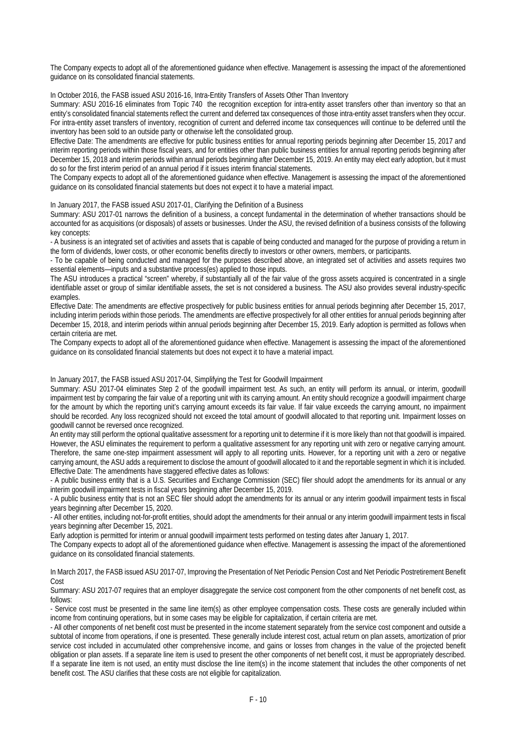The Company expects to adopt all of the aforementioned guidance when effective. Management is assessing the impact of the aforementioned guidance on its consolidated financial statements.

In October 2016, the FASB issued ASU 2016-16, Intra-Entity Transfers of Assets Other Than Inventory

Summary: ASU 2016-16 eliminates from Topic 740 the recognition exception for intra-entity asset transfers other than inventory so that an entity's consolidated financial statements reflect the current and deferred tax consequences of those intra-entity asset transfers when they occur. For intra-entity asset transfers of inventory, recognition of current and deferred income tax consequences will continue to be deferred until the inventory has been sold to an outside party or otherwise left the consolidated group.

Effective Date: The amendments are effective for public business entities for annual reporting periods beginning after December 15, 2017 and interim reporting periods within those fiscal years, and for entities other than public business entities for annual reporting periods beginning after December 15, 2018 and interim periods within annual periods beginning after December 15, 2019. An entity may elect early adoption, but it must do so for the first interim period of an annual period if it issues interim financial statements.

The Company expects to adopt all of the aforementioned guidance when effective. Management is assessing the impact of the aforementioned guidance on its consolidated financial statements but does not expect it to have a material impact.

In January 2017, the FASB issued ASU 2017-01, Clarifying the Definition of a Business

Summary: ASU 2017-01 narrows the definition of a business, a concept fundamental in the determination of whether transactions should be accounted for as acquisitions (or disposals) of assets or businesses. Under the ASU, the revised definition of a business consists of the following key concepts:

- A business is an integrated set of activities and assets that is capable of being conducted and managed for the purpose of providing a return in the form of dividends, lower costs, or other economic benefits directly to investors or other owners, members, or participants.
- To be capable of being conducted and managed for the purposes described above, an integrated set of activities and assets requires two essential elements—inputs and a substantive process(es) applied to those inputs.

The ASU introduces a practical "screen" whereby, if substantially all of the fair value of the gross assets acquired is concentrated in a single identifiable asset or group of similar identifiable assets, the set is not considered a business. The ASU also provides several industry-specific examples.

Effective Date: The amendments are effective prospectively for public business entities for annual periods beginning after December 15, 2017, including interim periods within those periods. The amendments are effective prospectively for all other entities for annual periods beginning after December 15, 2018, and interim periods within annual periods beginning after December 15, 2019. Early adoption is permitted as follows when certain criteria are met.

The Company expects to adopt all of the aforementioned guidance when effective. Management is assessing the impact of the aforementioned guidance on its consolidated financial statements but does not expect it to have a material impact.

In January 2017, the FASB issued ASU 2017-04, Simplifying the Test for Goodwill Impairment

Summary: ASU 2017-04 eliminates Step 2 of the goodwill impairment test. As such, an entity will perform its annual, or interim, goodwill impairment test by comparing the fair value of a reporting unit with its carrying amount. An entity should recognize a goodwill impairment charge for the amount by which the reporting unit's carrying amount exceeds its fair value. If fair value exceeds the carrying amount, no impairment should be recorded. Any loss recognized should not exceed the total amount of goodwill allocated to that reporting unit. Impairment losses on goodwill cannot be reversed once recognized.

An entity may still perform the optional qualitative assessment for a reporting unit to determine if it is more likely than not that goodwill is impaired. However, the ASU eliminates the requirement to perform a qualitative assessment for any reporting unit with zero or negative carrying amount. Therefore, the same one-step impairment assessment will apply to all reporting units. However, for a reporting unit with a zero or negative carrying amount, the ASU adds a requirement to disclose the amount of goodwill allocated to it and the reportable segment in which it is included.

Effective Date: The amendments have staggered effective dates as follows:

- A public business entity that is a U.S. Securities and Exchange Commission (SEC) filer should adopt the amendments for its annual or any interim goodwill impairment tests in fiscal years beginning after December 15, 2019.
- A public business entity that is not an SEC filer should adopt the amendments for its annual or any interim goodwill impairment tests in fiscal years beginning after December 15, 2020.
- All other entities, including not-for-profit entities, should adopt the amendments for their annual or any interim goodwill impairment tests in fiscal years beginning after December 15, 2021.

Early adoption is permitted for interim or annual goodwill impairment tests performed on testing dates after January 1, 2017.

The Company expects to adopt all of the aforementioned guidance when effective. Management is assessing the impact of the aforementioned guidance on its consolidated financial statements.

In March 2017, the FASB issued ASU 2017-07, Improving the Presentation of Net Periodic Pension Cost and Net Periodic Postretirement Benefit Cost

Summary: ASU 2017-07 requires that an employer disaggregate the service cost component from the other components of net benefit cost, as follows:

- Service cost must be presented in the same line item(s) as other employee compensation costs. These costs are generally included within income from continuing operations, but in some cases may be eligible for capitalization, if certain criteria are met.
- All other components of net benefit cost must be presented in the income statement separately from the service cost component and outside a subtotal of income from operations, if one is presented. These generally include interest cost, actual return on plan assets, amortization of prior service cost included in accumulated other comprehensive income, and gains or losses from changes in the value of the projected benefit obligation or plan assets. If a separate line item is used to present the other components of net benefit cost, it must be appropriately described. If a separate line item is not used, an entity must disclose the line item(s) in the income statement that includes the other components of net benefit cost. The ASU clarifies that these costs are not eligible for capitalization.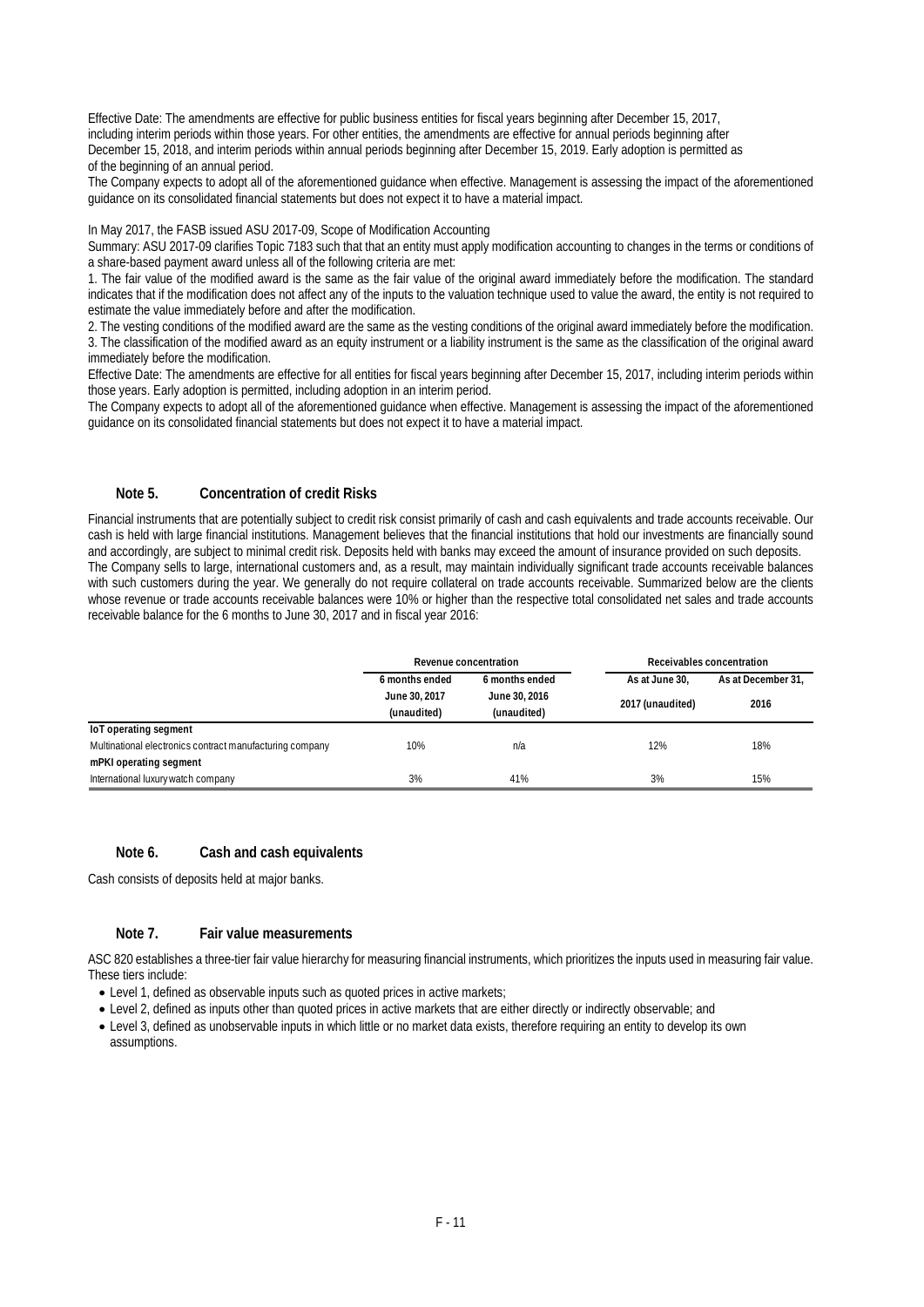Effective Date: The amendments are effective for public business entities for fiscal years beginning after December 15, 2017, including interim periods within those years. For other entities, the amendments are effective for annual periods beginning after December 15, 2018, and interim periods within annual periods beginning after December 15, 2019. Early adoption is permitted as of the beginning of an annual period.

The Company expects to adopt all of the aforementioned guidance when effective. Management is assessing the impact of the aforementioned guidance on its consolidated financial statements but does not expect it to have a material impact.

In May 2017, the FASB issued ASU 2017-09, Scope of Modification Accounting

Summary: ASU 2017-09 clarifies Topic 7183 such that that an entity must apply modification accounting to changes in the terms or conditions of a share-based payment award unless all of the following criteria are met:

1. The fair value of the modified award is the same as the fair value of the original award immediately before the modification. The standard indicates that if the modification does not affect any of the inputs to the valuation technique used to value the award, the entity is not required to estimate the value immediately before and after the modification.
2. The vesting conditions of the modified award are the same as the vesting conditions of the original award immediately before the modification.
3. The classification of the modified award as an equity instrument or a liability instrument is the same as the classification of the original award immediately before the modification.

Effective Date: The amendments are effective for all entities for fiscal years beginning after December 15, 2017, including interim periods within those years. Early adoption is permitted, including adoption in an interim period.

The Company expects to adopt all of the aforementioned guidance when effective. Management is assessing the impact of the aforementioned guidance on its consolidated financial statements but does not expect it to have a material impact.

## Note 5. Concentration of credit Risks

Financial instruments that are potentially subject to credit risk consist primarily of cash and cash equivalents and trade accounts receivable. Our cash is held with large financial institutions. Management believes that the financial institutions that hold our investments are financially sound and accordingly, are subject to minimal credit risk. Deposits held with banks may exceed the amount of insurance provided on such deposits.

The Company sells to large, international customers and, as a result, may maintain individually significant trade accounts receivable balances with such customers during the year. We generally do not require collateral on trade accounts receivable. Summarized below are the clients whose revenue or trade accounts receivable balances were 10% or higher than the respective total consolidated net sales and trade accounts receivable balance for the 6 months to June 30, 2017 and in fiscal year 2016:

| | Revenue concentration | | Receivables concentration | |
|---|---|---|---|---|
| | 6 months ended June 30, 2017 (unaudited) | 6 months ended June 30, 2016 (unaudited) | As at June 30, 2017 (unaudited) | As at December 31, 2016 |
| **IoT operating segment** | | | | |
| Multinational electronics contract manufacturing company | 10% | n/a | 12% | 18% |
| **mPKI operating segment** | | | | |
| International luxury watch company | 3% | 41% | 3% | 15% |

## Note 6. Cash and cash equivalents

Cash consists of deposits held at major banks.

## Note 7. Fair value measurements

ASC 820 establishes a three-tier fair value hierarchy for measuring financial instruments, which prioritizes the inputs used in measuring fair value. These tiers include:

- Level 1, defined as observable inputs such as quoted prices in active markets;
- Level 2, defined as inputs other than quoted prices in active markets that are either directly or indirectly observable; and
- Level 3, defined as unobservable inputs in which little or no market data exists, therefore requiring an entity to develop its own assumptions.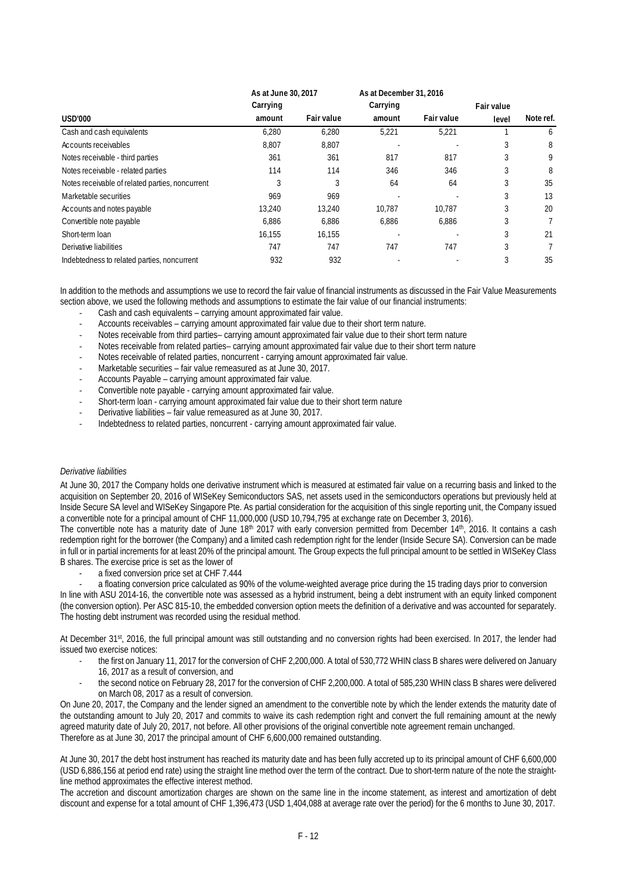| USD'000 | As at June 30, 2017 Carrying amount | Fair value | As at December 31, 2016 Carrying amount | Fair value | Fair value level | Note ref. |
|---|---|---|---|---|---|---|
| Cash and cash equivalents | 6,280 | 6,280 | 5,221 | 5,221 | 1 | 6 |
| Accounts receivables | 8,807 | 8,807 | - | - | 3 | 8 |
| Notes receivable - third parties | 361 | 361 | 817 | 817 | 3 | 9 |
| Notes receivable - related parties | 114 | 114 | 346 | 346 | 3 | 8 |
| Notes receivable of related parties, noncurrent | 3 | 3 | 64 | 64 | 3 | 35 |
| Marketable securities | 969 | 969 | - | - | 3 | 13 |
| Accounts and notes payable | 13,240 | 13,240 | 10,787 | 10,787 | 3 | 20 |
| Convertible note payable | 6,886 | 6,886 | 6,886 | 6,886 | 3 | 7 |
| Short-term loan | 16,155 | 16,155 | - | - | 3 | 21 |
| Derivative liabilities | 747 | 747 | 747 | 747 | 3 | 7 |
| Indebtedness to related parties, noncurrent | 932 | 932 | - | - | 3 | 35 |

In addition to the methods and assumptions we use to record the fair value of financial instruments as discussed in the Fair Value Measurements section above, we used the following methods and assumptions to estimate the fair value of our financial instruments:

- Cash and cash equivalents – carrying amount approximated fair value.
- Accounts receivables – carrying amount approximated fair value due to their short term nature.
- Notes receivable from third parties– carrying amount approximated fair value due to their short term nature
- Notes receivable from related parties– carrying amount approximated fair value due to their short term nature
- Notes receivable of related parties, noncurrent - carrying amount approximated fair value.
- Marketable securities – fair value remeasured as at June 30, 2017.
- Accounts Payable – carrying amount approximated fair value.
- Convertible note payable - carrying amount approximated fair value.
- Short-term loan - carrying amount approximated fair value due to their short term nature
- Derivative liabilities – fair value remeasured as at June 30, 2017.
- Indebtedness to related parties, noncurrent - carrying amount approximated fair value.

*Derivative liabilities*

At June 30, 2017 the Company holds one derivative instrument which is measured at estimated fair value on a recurring basis and linked to the acquisition on September 20, 2016 of WISeKey Semiconductors SAS, net assets used in the semiconductors operations but previously held at Inside Secure SA level and WISeKey Singapore Pte. As partial consideration for the acquisition of this single reporting unit, the Company issued a convertible note for a principal amount of CHF 11,000,000 (USD 10,794,795 at exchange rate on December 3, 2016).

The convertible note has a maturity date of June 18th 2017 with early conversion permitted from December 14th, 2016. It contains a cash redemption right for the borrower (the Company) and a limited cash redemption right for the lender (Inside Secure SA). Conversion can be made in full or in partial increments for at least 20% of the principal amount. The Group expects the full principal amount to be settled in WISeKey Class B shares. The exercise price is set as the lower of

- a fixed conversion price set at CHF 7.444
- a floating conversion price calculated as 90% of the volume-weighted average price during the 15 trading days prior to conversion

In line with ASU 2014-16, the convertible note was assessed as a hybrid instrument, being a debt instrument with an equity linked component (the conversion option). Per ASC 815-10, the embedded conversion option meets the definition of a derivative and was accounted for separately. The hosting debt instrument was recorded using the residual method.

At December 31st, 2016, the full principal amount was still outstanding and no conversion rights had been exercised. In 2017, the lender had issued two exercise notices:

- the first on January 11, 2017 for the conversion of CHF 2,200,000. A total of 530,772 WHIN class B shares were delivered on January 16, 2017 as a result of conversion, and
- the second notice on February 28, 2017 for the conversion of CHF 2,200,000. A total of 585,230 WHIN class B shares were delivered on March 08, 2017 as a result of conversion.

On June 20, 2017, the Company and the lender signed an amendment to the convertible note by which the lender extends the maturity date of the outstanding amount to July 20, 2017 and commits to waive its cash redemption right and convert the full remaining amount at the newly agreed maturity date of July 20, 2017, not before. All other provisions of the original convertible note agreement remain unchanged.

Therefore as at June 30, 2017 the principal amount of CHF 6,600,000 remained outstanding.

At June 30, 2017 the debt host instrument has reached its maturity date and has been fully accreted up to its principal amount of CHF 6,600,000 (USD 6,886,156 at period end rate) using the straight line method over the term of the contract. Due to short-term nature of the note the straight-line method approximates the effective interest method.

The accretion and discount amortization charges are shown on the same line in the income statement, as interest and amortization of debt discount and expense for a total amount of CHF 1,396,473 (USD 1,404,088 at average rate over the period) for the 6 months to June 30, 2017.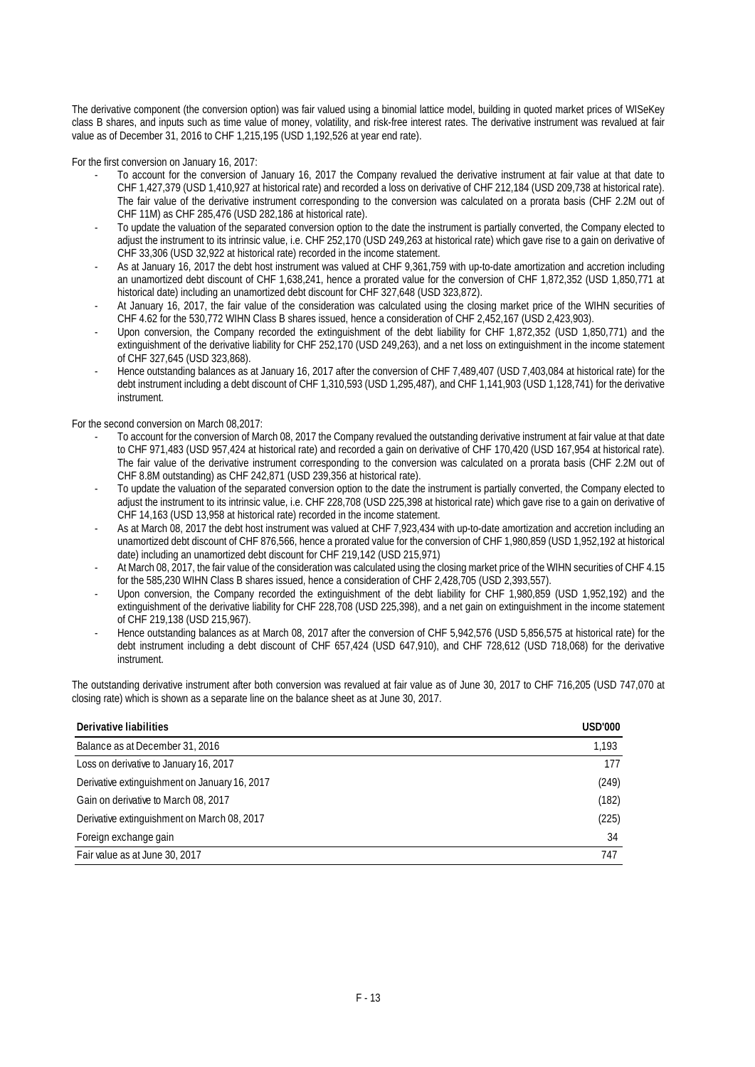The derivative component (the conversion option) was fair valued using a binomial lattice model, building in quoted market prices of WISeKey class B shares, and inputs such as time value of money, volatility, and risk-free interest rates. The derivative instrument was revalued at fair value as of December 31, 2016 to CHF 1,215,195 (USD 1,192,526 at year end rate).

For the first conversion on January 16, 2017:

- To account for the conversion of January 16, 2017 the Company revalued the derivative instrument at fair value at that date to CHF 1,427,379 (USD 1,410,927 at historical rate) and recorded a loss on derivative of CHF 212,184 (USD 209,738 at historical rate). The fair value of the derivative instrument corresponding to the conversion was calculated on a prorata basis (CHF 2.2M out of CHF 11M) as CHF 285,476 (USD 282,186 at historical rate).
- To update the valuation of the separated conversion option to the date the instrument is partially converted, the Company elected to adjust the instrument to its intrinsic value, i.e. CHF 252,170 (USD 249,263 at historical rate) which gave rise to a gain on derivative of CHF 33,306 (USD 32,922 at historical rate) recorded in the income statement.
- As at January 16, 2017 the debt host instrument was valued at CHF 9,361,759 with up-to-date amortization and accretion including an unamortized debt discount of CHF 1,638,241, hence a prorated value for the conversion of CHF 1,872,352 (USD 1,850,771 at historical date) including an unamortized debt discount for CHF 327,648 (USD 323,872).
- At January 16, 2017, the fair value of the consideration was calculated using the closing market price of the WIHN securities of CHF 4.62 for the 530,772 WIHN Class B shares issued, hence a consideration of CHF 2,452,167 (USD 2,423,903).
- Upon conversion, the Company recorded the extinguishment of the debt liability for CHF 1,872,352 (USD 1,850,771) and the extinguishment of the derivative liability for CHF 252,170 (USD 249,263), and a net loss on extinguishment in the income statement of CHF 327,645 (USD 323,868).
- Hence outstanding balances as at January 16, 2017 after the conversion of CHF 7,489,407 (USD 7,403,084 at historical rate) for the debt instrument including a debt discount of CHF 1,310,593 (USD 1,295,487), and CHF 1,141,903 (USD 1,128,741) for the derivative instrument.

For the second conversion on March 08,2017:

- To account for the conversion of March 08, 2017 the Company revalued the outstanding derivative instrument at fair value at that date to CHF 971,483 (USD 957,424 at historical rate) and recorded a gain on derivative of CHF 170,420 (USD 167,954 at historical rate). The fair value of the derivative instrument corresponding to the conversion was calculated on a prorata basis (CHF 2.2M out of CHF 8.8M outstanding) as CHF 242,871 (USD 239,356 at historical rate).
- To update the valuation of the separated conversion option to the date the instrument is partially converted, the Company elected to adjust the instrument to its intrinsic value, i.e. CHF 228,708 (USD 225,398 at historical rate) which gave rise to a gain on derivative of CHF 14,163 (USD 13,958 at historical rate) recorded in the income statement.
- As at March 08, 2017 the debt host instrument was valued at CHF 7,923,434 with up-to-date amortization and accretion including an unamortized debt discount of CHF 876,566, hence a prorated value for the conversion of CHF 1,980,859 (USD 1,952,192 at historical date) including an unamortized debt discount for CHF 219,142 (USD 215,971)
- At March 08, 2017, the fair value of the consideration was calculated using the closing market price of the WIHN securities of CHF 4.15 for the 585,230 WIHN Class B shares issued, hence a consideration of CHF 2,428,705 (USD 2,393,557).
- Upon conversion, the Company recorded the extinguishment of the debt liability for CHF 1,980,859 (USD 1,952,192) and the extinguishment of the derivative liability for CHF 228,708 (USD 225,398), and a net gain on extinguishment in the income statement of CHF 219,138 (USD 215,967).
- Hence outstanding balances as at March 08, 2017 after the conversion of CHF 5,942,576 (USD 5,856,575 at historical rate) for the debt instrument including a debt discount of CHF 657,424 (USD 647,910), and CHF 728,612 (USD 718,068) for the derivative instrument.

The outstanding derivative instrument after both conversion was revalued at fair value as of June 30, 2017 to CHF 716,205 (USD 747,070 at closing rate) which is shown as a separate line on the balance sheet as at June 30, 2017.

| **Derivative liabilities** | **USD'000** |
|---|---|
| Balance as at December 31, 2016 | 1,193 |
| Loss on derivative to January 16, 2017 | 177 |
| Derivative extinguishment on January 16, 2017 | (249) |
| Gain on derivative to March 08, 2017 | (182) |
| Derivative extinguishment on March 08, 2017 | (225) |
| Foreign exchange gain | 34 |
| Fair value as at June 30, 2017 | 747 |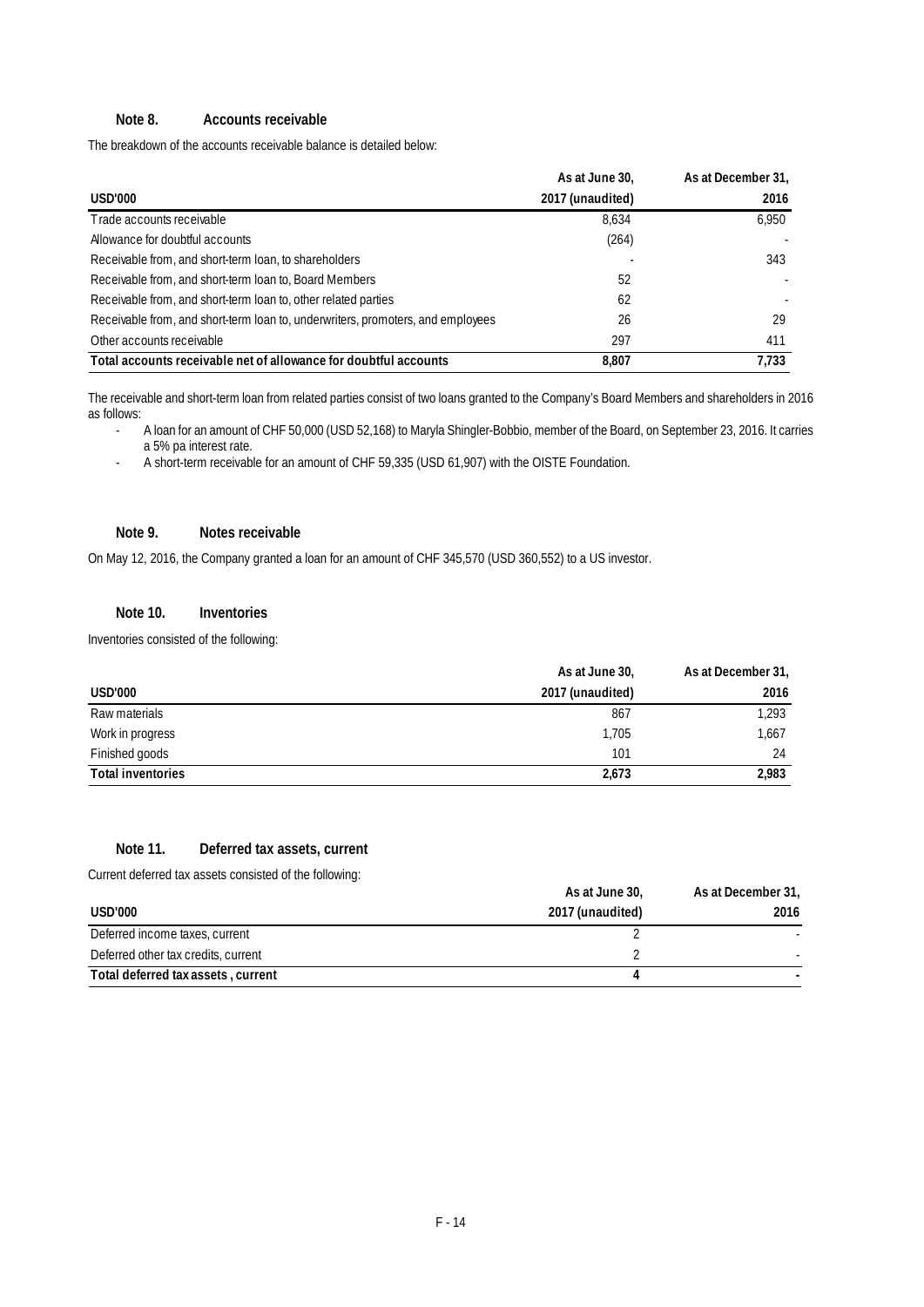### Note 8. Accounts receivable

The breakdown of the accounts receivable balance is detailed below:

| USD'000 | As at June 30, 2017 (unaudited) | As at December 31, 2016 |
|---|---|---|
| Trade accounts receivable | 8,634 | 6,950 |
| Allowance for doubtful accounts | (264) | - |
| Receivable from, and short-term loan, to shareholders | - | 343 |
| Receivable from, and short-term loan to, Board Members | 52 | - |
| Receivable from, and short-term loan to, other related parties | 62 | - |
| Receivable from, and short-term loan to, underwriters, promoters, and employees | 26 | 29 |
| Other accounts receivable | 297 | 411 |
| **Total accounts receivable net of allowance for doubtful accounts** | **8,807** | **7,733** |

The receivable and short-term loan from related parties consist of two loans granted to the Company's Board Members and shareholders in 2016 as follows:

- A loan for an amount of CHF 50,000 (USD 52,168) to Maryla Shingler-Bobbio, member of the Board, on September 23, 2016. It carries a 5% pa interest rate.
- A short-term receivable for an amount of CHF 59,335 (USD 61,907) with the OISTE Foundation.

### Note 9. Notes receivable

On May 12, 2016, the Company granted a loan for an amount of CHF 345,570 (USD 360,552) to a US investor.

### Note 10. Inventories

Inventories consisted of the following:

| USD'000 | As at June 30, 2017 (unaudited) | As at December 31, 2016 |
|---|---|---|
| Raw materials | 867 | 1,293 |
| Work in progress | 1,705 | 1,667 |
| Finished goods | 101 | 24 |
| **Total inventories** | **2,673** | **2,983** |

### Note 11. Deferred tax assets, current

Current deferred tax assets consisted of the following:

| USD'000 | As at June 30, 2017 (unaudited) | As at December 31, 2016 |
|---|---|---|
| Deferred income taxes, current | 2 | - |
| Deferred other tax credits, current | 2 | - |
| **Total deferred tax assets , current** | **4** | **-** |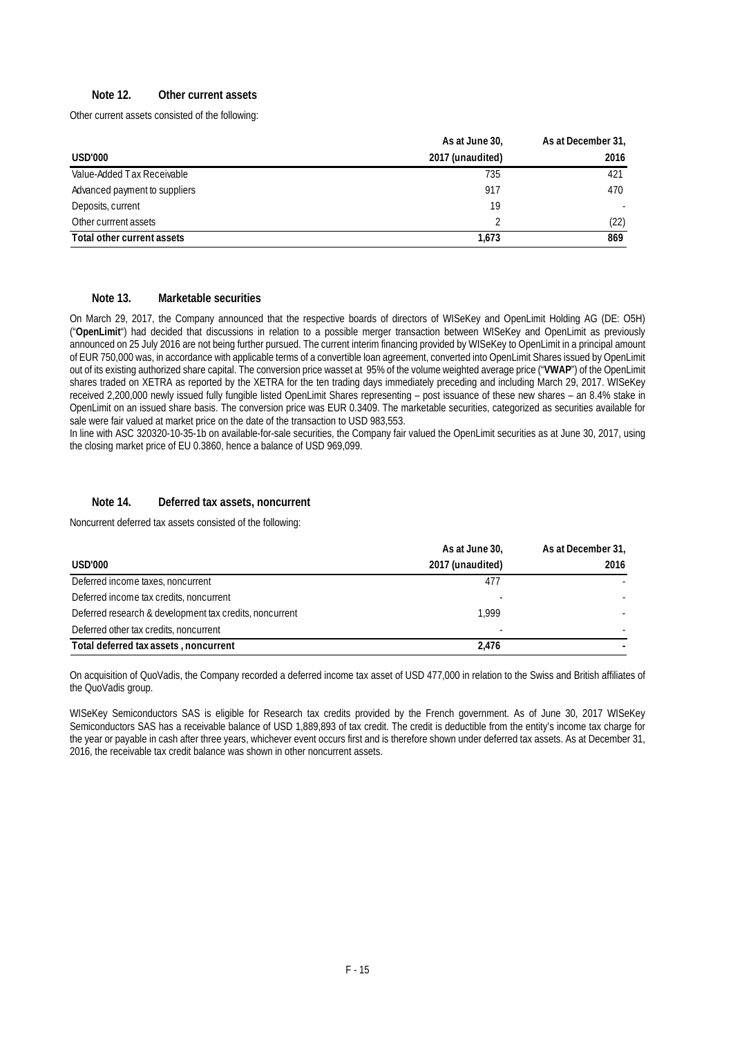### Note 12. Other current assets

Other current assets consisted of the following:

| USD'000 | As at June 30, 2017 (unaudited) | As at December 31, 2016 |
|---|---|---|
| Value-Added Tax Receivable | 735 | 421 |
| Advanced payment to suppliers | 917 | 470 |
| Deposits, current | 19 | - |
| Other currrent assets | 2 | (22) |
| **Total other current assets** | **1,673** | **869** |

### Note 13. Marketable securities

On March 29, 2017, the Company announced that the respective boards of directors of WISeKey and OpenLimit Holding AG (DE: O5H) ("**OpenLimit**") had decided that discussions in relation to a possible merger transaction between WISeKey and OpenLimit as previously announced on 25 July 2016 are not being further pursued. The current interim financing provided by WISeKey to OpenLimit in a principal amount of EUR 750,000 was, in accordance with applicable terms of a convertible loan agreement, converted into OpenLimit Shares issued by OpenLimit out of its existing authorized share capital. The conversion price wasset at 95% of the volume weighted average price ("**VWAP**") of the OpenLimit shares traded on XETRA as reported by the XETRA for the ten trading days immediately preceding and including March 29, 2017. WISeKey received 2,200,000 newly issued fully fungible listed OpenLimit Shares representing – post issuance of these new shares – an 8.4% stake in OpenLimit on an issued share basis. The conversion price was EUR 0.3409. The marketable securities, categorized as securities available for sale were fair valued at market price on the date of the transaction to USD 983,553.

In line with ASC 320320-10-35-1b on available-for-sale securities, the Company fair valued the OpenLimit securities as at June 30, 2017, using the closing market price of EU 0.3860, hence a balance of USD 969,099.

### Note 14. Deferred tax assets, noncurrent

Noncurrent deferred tax assets consisted of the following:

| USD'000 | As at June 30, 2017 (unaudited) | As at December 31, 2016 |
|---|---|---|
| Deferred income taxes, noncurrent | 477 | - |
| Deferred income tax credits, noncurrent | - | - |
| Deferred research & development tax credits, noncurrent | 1,999 | - |
| Deferred other tax credits, noncurrent | - | - |
| **Total deferred tax assets , noncurrent** | **2,476** | **-** |

On acquisition of QuoVadis, the Company recorded a deferred income tax asset of USD 477,000 in relation to the Swiss and British affiliates of the QuoVadis group.

WISeKey Semiconductors SAS is eligible for Research tax credits provided by the French government. As of June 30, 2017 WISeKey Semiconductors SAS has a receivable balance of USD 1,889,893 of tax credit. The credit is deductible from the entity's income tax charge for the year or payable in cash after three years, whichever event occurs first and is therefore shown under deferred tax assets. As at December 31, 2016, the receivable tax credit balance was shown in other noncurrent assets.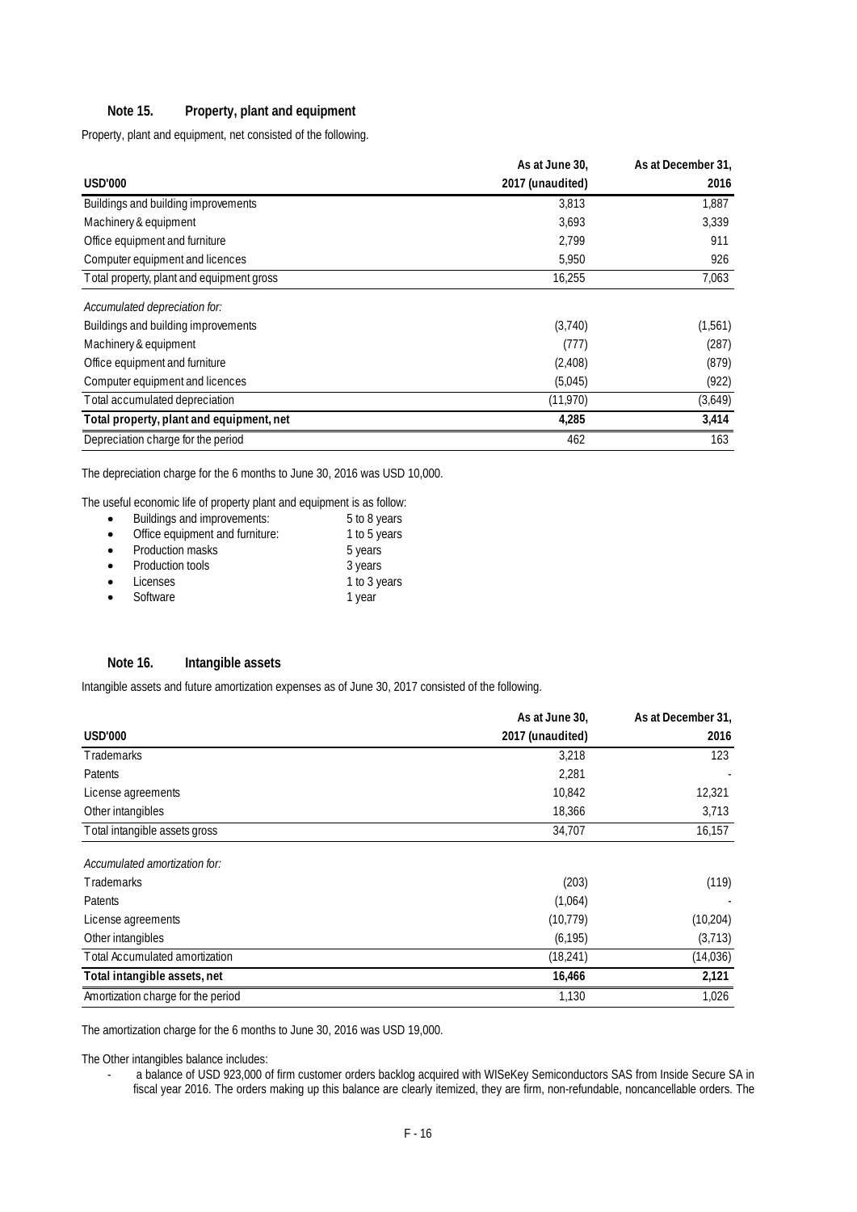### Note 15. Property, plant and equipment

Property, plant and equipment, net consisted of the following.

| USD'000 | As at June 30, 2017 (unaudited) | As at December 31, 2016 |
|---|---|---|
| Buildings and building improvements | 3,813 | 1,887 |
| Machinery & equipment | 3,693 | 3,339 |
| Office equipment and furniture | 2,799 | 911 |
| Computer equipment and licences | 5,950 | 926 |
| Total property, plant and equipment gross | 16,255 | 7,063 |
| *Accumulated depreciation for:* | | |
| Buildings and building improvements | (3,740) | (1,561) |
| Machinery & equipment | (777) | (287) |
| Office equipment and furniture | (2,408) | (879) |
| Computer equipment and licences | (5,045) | (922) |
| Total accumulated depreciation | (11,970) | (3,649) |
| **Total property, plant and equipment, net** | **4,285** | **3,414** |
| Depreciation charge for the period | 462 | 163 |

The depreciation charge for the 6 months to June 30, 2016 was USD 10,000.

The useful economic life of property plant and equipment is as follow:

- Buildings and improvements: 5 to 8 years
- Office equipment and furniture: 1 to 5 years
- Production masks 5 years
- Production tools 3 years
- Licenses 1 to 3 years
- Software 1 year

### Note 16. Intangible assets

Intangible assets and future amortization expenses as of June 30, 2017 consisted of the following.

| USD'000 | As at June 30, 2017 (unaudited) | As at December 31, 2016 |
|---|---|---|
| Trademarks | 3,218 | 123 |
| Patents | 2,281 | - |
| License agreements | 10,842 | 12,321 |
| Other intangibles | 18,366 | 3,713 |
| Total intangible assets gross | 34,707 | 16,157 |
| *Accumulated amortization for:* | | |
| Trademarks | (203) | (119) |
| Patents | (1,064) | - |
| License agreements | (10,779) | (10,204) |
| Other intangibles | (6,195) | (3,713) |
| Total Accumulated amortization | (18,241) | (14,036) |
| **Total intangible assets, net** | **16,466** | **2,121** |
| Amortization charge for the period | 1,130 | 1,026 |

The amortization charge for the 6 months to June 30, 2016 was USD 19,000.

The Other intangibles balance includes:

- a balance of USD 923,000 of firm customer orders backlog acquired with WISeKey Semiconductors SAS from Inside Secure SA in fiscal year 2016. The orders making up this balance are clearly itemized, they are firm, non-refundable, noncancellable orders. The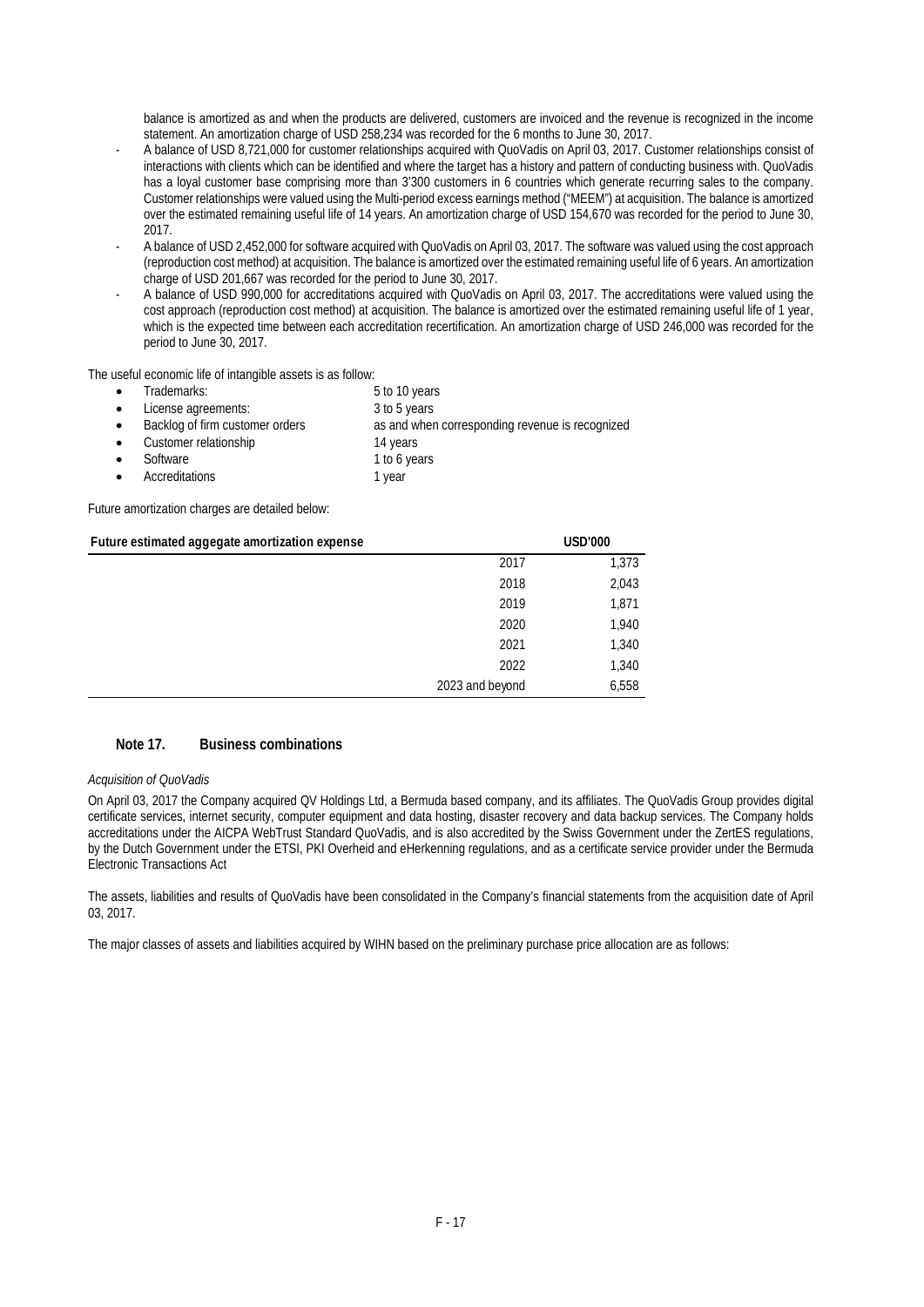balance is amortized as and when the products are delivered, customers are invoiced and the revenue is recognized in the income statement. An amortization charge of USD 258,234 was recorded for the 6 months to June 30, 2017.

- A balance of USD 8,721,000 for customer relationships acquired with QuoVadis on April 03, 2017. Customer relationships consist of interactions with clients which can be identified and where the target has a history and pattern of conducting business with. QuoVadis has a loyal customer base comprising more than 3'300 customers in 6 countries which generate recurring sales to the company. Customer relationships were valued using the Multi-period excess earnings method ("MEEM") at acquisition. The balance is amortized over the estimated remaining useful life of 14 years. An amortization charge of USD 154,670 was recorded for the period to June 30, 2017.
- A balance of USD 2,452,000 for software acquired with QuoVadis on April 03, 2017. The software was valued using the cost approach (reproduction cost method) at acquisition. The balance is amortized over the estimated remaining useful life of 6 years. An amortization charge of USD 201,667 was recorded for the period to June 30, 2017.
- A balance of USD 990,000 for accreditations acquired with QuoVadis on April 03, 2017. The accreditations were valued using the cost approach (reproduction cost method) at acquisition. The balance is amortized over the estimated remaining useful life of 1 year, which is the expected time between each accreditation recertification. An amortization charge of USD 246,000 was recorded for the period to June 30, 2017.

The useful economic life of intangible assets is as follow:

- Trademarks: 5 to 10 years
- License agreements: 3 to 5 years
- Backlog of firm customer orders: as and when corresponding revenue is recognized
- Customer relationship: 14 years
- Software: 1 to 6 years
- Accreditations: 1 year

Future amortization charges are detailed below:

| Future estimated aggegate amortization expense | | USD'000 |
|---|---|---|
| | 2017 | 1,373 |
| | 2018 | 2,043 |
| | 2019 | 1,871 |
| | 2020 | 1,940 |
| | 2021 | 1,340 |
| | 2022 | 1,340 |
| | 2023 and beyond | 6,558 |

## Note 17. Business combinations

*Acquisition of QuoVadis*

On April 03, 2017 the Company acquired QV Holdings Ltd, a Bermuda based company, and its affiliates. The QuoVadis Group provides digital certificate services, internet security, computer equipment and data hosting, disaster recovery and data backup services. The Company holds accreditations under the AICPA WebTrust Standard QuoVadis, and is also accredited by the Swiss Government under the ZertES regulations, by the Dutch Government under the ETSI, PKI Overheid and eHerkenning regulations, and as a certificate service provider under the Bermuda Electronic Transactions Act

The assets, liabilities and results of QuoVadis have been consolidated in the Company's financial statements from the acquisition date of April 03, 2017.

The major classes of assets and liabilities acquired by WIHN based on the preliminary purchase price allocation are as follows: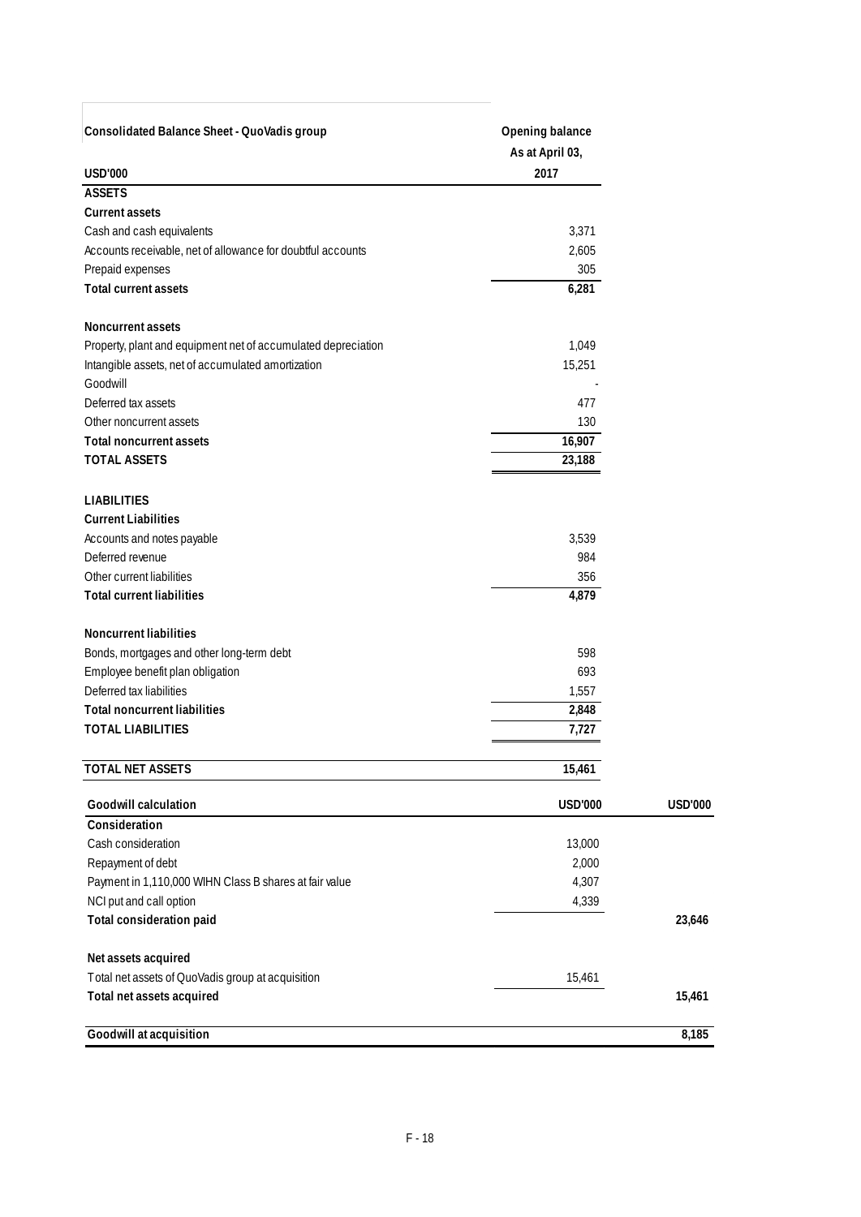| Consolidated Balance Sheet - QuoVadis group | Opening balance As at April 03, |
|---|---|
| USD'000 | 2017 |
| **ASSETS** | |
| **Current assets** | |
| Cash and cash equivalents | 3,371 |
| Accounts receivable, net of allowance for doubtful accounts | 2,605 |
| Prepaid expenses | 305 |
| **Total current assets** | **6,281** |
| | |
| **Noncurrent assets** | |
| Property, plant and equipment net of accumulated depreciation | 1,049 |
| Intangible assets, net of accumulated amortization | 15,251 |
| Goodwill | - |
| Deferred tax assets | 477 |
| Other noncurrent assets | 130 |
| **Total noncurrent assets** | **16,907** |
| **TOTAL ASSETS** | **23,188** |
| | |
| **LIABILITIES** | |
| **Current Liabilities** | |
| Accounts and notes payable | 3,539 |
| Deferred revenue | 984 |
| Other current liabilities | 356 |
| **Total current liabilities** | **4,879** |
| | |
| **Noncurrent liabilities** | |
| Bonds, mortgages and other long-term debt | 598 |
| Employee benefit plan obligation | 693 |
| Deferred tax liabilities | 1,557 |
| **Total noncurrent liabilities** | **2,848** |
| **TOTAL LIABILITIES** | **7,727** |
| | |
| **TOTAL NET ASSETS** | **15,461** |

| Goodwill calculation | USD'000 | USD'000 |
|---|---|---|
| **Consideration** | | |
| Cash consideration | 13,000 | |
| Repayment of debt | 2,000 | |
| Payment in 1,110,000 WIHN Class B shares at fair value | 4,307 | |
| NCI put and call option | 4,339 | |
| **Total consideration paid** | | **23,646** |
| | | |
| **Net assets acquired** | | |
| Total net assets of QuoVadis group at acquisition | 15,461 | |
| **Total net assets acquired** | | **15,461** |
| | | |
| **Goodwill at acquisition** | | **8,185** |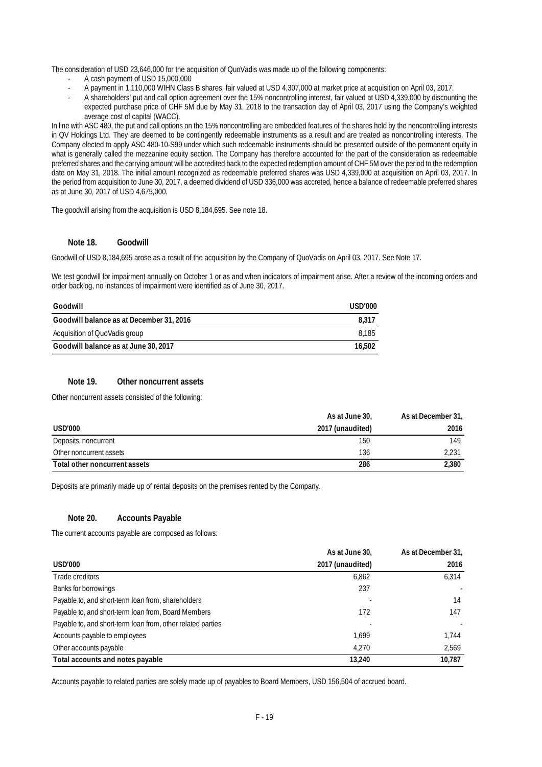The consideration of USD 23,646,000 for the acquisition of QuoVadis was made up of the following components:

- A cash payment of USD 15,000,000
- A payment in 1,110,000 WIHN Class B shares, fair valued at USD 4,307,000 at market price at acquisition on April 03, 2017.
- A shareholders' put and call option agreement over the 15% noncontrolling interest, fair valued at USD 4,339,000 by discounting the expected purchase price of CHF 5M due by May 31, 2018 to the transaction day of April 03, 2017 using the Company's weighted average cost of capital (WACC).

In line with ASC 480, the put and call options on the 15% noncontrolling are embedded features of the shares held by the noncontrolling interests in QV Holdings Ltd. They are deemed to be contingently redeemable instruments as a result and are treated as noncontrolling interests. The Company elected to apply ASC 480-10-S99 under which such redeemable instruments should be presented outside of the permanent equity in what is generally called the mezzanine equity section. The Company has therefore accounted for the part of the consideration as redeemable preferred shares and the carrying amount will be accredited back to the expected redemption amount of CHF 5M over the period to the redemption date on May 31, 2018. The initial amount recognized as redeemable preferred shares was USD 4,339,000 at acquisition on April 03, 2017. In the period from acquisition to June 30, 2017, a deemed dividend of USD 336,000 was accreted, hence a balance of redeemable preferred shares as at June 30, 2017 of USD 4,675,000.

The goodwill arising from the acquisition is USD 8,184,695. See note 18.

## Note 18. Goodwill

Goodwill of USD 8,184,695 arose as a result of the acquisition by the Company of QuoVadis on April 03, 2017. See Note 17.

We test goodwill for impairment annually on October 1 or as and when indicators of impairment arise. After a review of the incoming orders and order backlog, no instances of impairment were identified as of June 30, 2017.

| Goodwill | USD'000 |
|---|---|
| **Goodwill balance as at December 31, 2016** | **8,317** |
| Acquisition of QuoVadis group | 8,185 |
| **Goodwill balance as at June 30, 2017** | **16,502** |

## Note 19. Other noncurrent assets

Other noncurrent assets consisted of the following:

| USD'000 | As at June 30, 2017 (unaudited) | As at December 31, 2016 |
|---|---|---|
| Deposits, noncurrent | 150 | 149 |
| Other noncurrent assets | 136 | 2,231 |
| **Total other noncurrent assets** | **286** | **2,380** |

Deposits are primarily made up of rental deposits on the premises rented by the Company.

## Note 20. Accounts Payable

The current accounts payable are composed as follows:

| USD'000 | As at June 30, 2017 (unaudited) | As at December 31, 2016 |
|---|---|---|
| Trade creditors | 6,862 | 6,314 |
| Banks for borrowings | 237 | - |
| Payable to, and short-term loan from, shareholders | - | 14 |
| Payable to, and short-term loan from, Board Members | 172 | 147 |
| Payable to, and short-term loan from, other related parties | - | - |
| Accounts payable to employees | 1,699 | 1,744 |
| Other accounts payable | 4,270 | 2,569 |
| **Total accounts and notes payable** | **13,240** | **10,787** |

Accounts payable to related parties are solely made up of payables to Board Members, USD 156,504 of accrued board.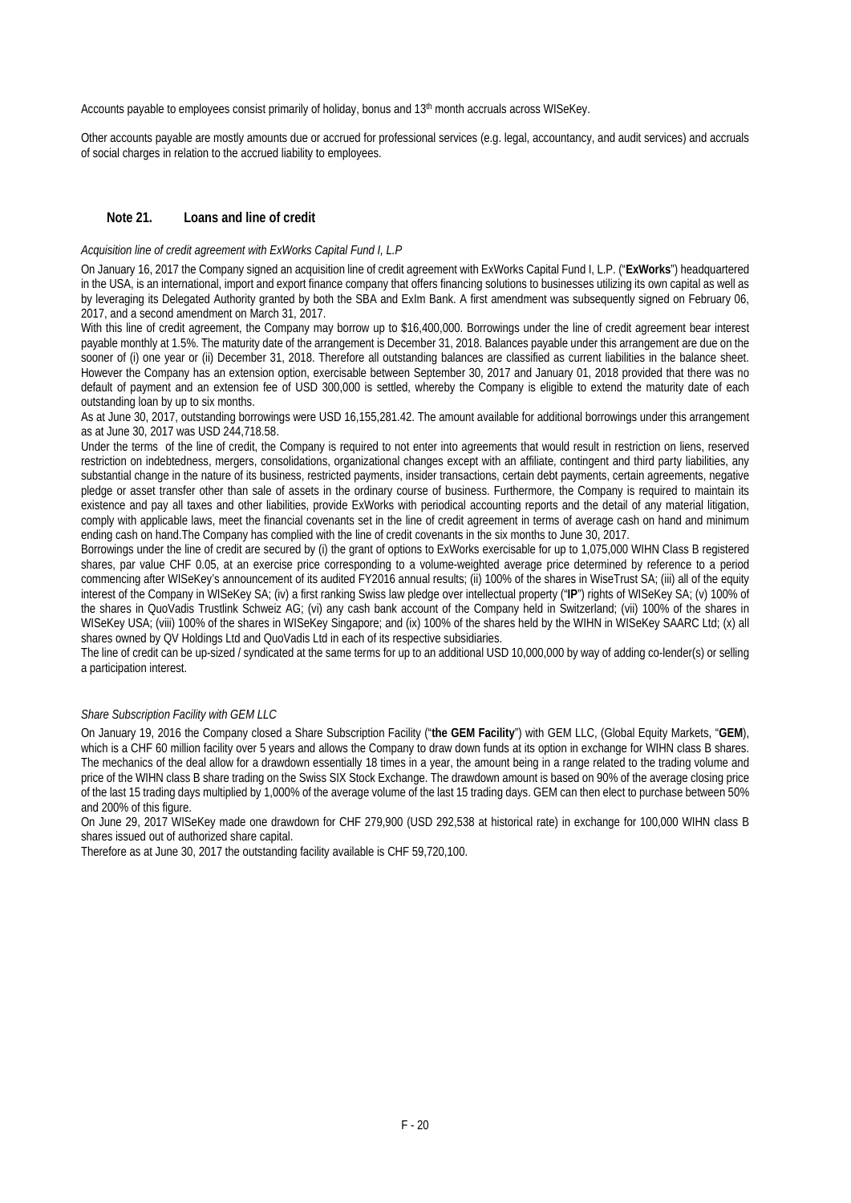Accounts payable to employees consist primarily of holiday, bonus and 13th month accruals across WISeKey.

Other accounts payable are mostly amounts due or accrued for professional services (e.g. legal, accountancy, and audit services) and accruals of social charges in relation to the accrued liability to employees.

## Note 21. Loans and line of credit

*Acquisition line of credit agreement with ExWorks Capital Fund I, L.P*

On January 16, 2017 the Company signed an acquisition line of credit agreement with ExWorks Capital Fund I, L.P. ("**ExWorks**") headquartered in the USA, is an international, import and export finance company that offers financing solutions to businesses utilizing its own capital as well as by leveraging its Delegated Authority granted by both the SBA and ExIm Bank. A first amendment was subsequently signed on February 06, 2017, and a second amendment on March 31, 2017.

With this line of credit agreement, the Company may borrow up to $16,400,000. Borrowings under the line of credit agreement bear interest payable monthly at 1.5%. The maturity date of the arrangement is December 31, 2018. Balances payable under this arrangement are due on the sooner of (i) one year or (ii) December 31, 2018. Therefore all outstanding balances are classified as current liabilities in the balance sheet. However the Company has an extension option, exercisable between September 30, 2017 and January 01, 2018 provided that there was no default of payment and an extension fee of USD 300,000 is settled, whereby the Company is eligible to extend the maturity date of each outstanding loan by up to six months.

As at June 30, 2017, outstanding borrowings were USD 16,155,281.42. The amount available for additional borrowings under this arrangement as at June 30, 2017 was USD 244,718.58.

Under the terms of the line of credit, the Company is required to not enter into agreements that would result in restriction on liens, reserved restriction on indebtedness, mergers, consolidations, organizational changes except with an affiliate, contingent and third party liabilities, any substantial change in the nature of its business, restricted payments, insider transactions, certain debt payments, certain agreements, negative pledge or asset transfer other than sale of assets in the ordinary course of business. Furthermore, the Company is required to maintain its existence and pay all taxes and other liabilities, provide ExWorks with periodical accounting reports and the detail of any material litigation, comply with applicable laws, meet the financial covenants set in the line of credit agreement in terms of average cash on hand and minimum ending cash on hand.The Company has complied with the line of credit covenants in the six months to June 30, 2017.

Borrowings under the line of credit are secured by (i) the grant of options to ExWorks exercisable for up to 1,075,000 WIHN Class B registered shares, par value CHF 0.05, at an exercise price corresponding to a volume-weighted average price determined by reference to a period commencing after WISeKey's announcement of its audited FY2016 annual results; (ii) 100% of the shares in WiseTrust SA; (iii) all of the equity interest of the Company in WISeKey SA; (iv) a first ranking Swiss law pledge over intellectual property ("**IP**") rights of WISeKey SA; (v) 100% of the shares in QuoVadis Trustlink Schweiz AG; (vi) any cash bank account of the Company held in Switzerland; (vii) 100% of the shares in WISeKey USA; (viii) 100% of the shares in WISeKey Singapore; and (ix) 100% of the shares held by the WIHN in WISeKey SAARC Ltd; (x) all shares owned by QV Holdings Ltd and QuoVadis Ltd in each of its respective subsidiaries.

The line of credit can be up-sized / syndicated at the same terms for up to an additional USD 10,000,000 by way of adding co-lender(s) or selling a participation interest.

*Share Subscription Facility with GEM LLC*

On January 19, 2016 the Company closed a Share Subscription Facility ("**the GEM Facility**") with GEM LLC, (Global Equity Markets, "**GEM**), which is a CHF 60 million facility over 5 years and allows the Company to draw down funds at its option in exchange for WIHN class B shares. The mechanics of the deal allow for a drawdown essentially 18 times in a year, the amount being in a range related to the trading volume and price of the WIHN class B share trading on the Swiss SIX Stock Exchange. The drawdown amount is based on 90% of the average closing price of the last 15 trading days multiplied by 1,000% of the average volume of the last 15 trading days. GEM can then elect to purchase between 50% and 200% of this figure.

On June 29, 2017 WISeKey made one drawdown for CHF 279,900 (USD 292,538 at historical rate) in exchange for 100,000 WIHN class B shares issued out of authorized share capital.

Therefore as at June 30, 2017 the outstanding facility available is CHF 59,720,100.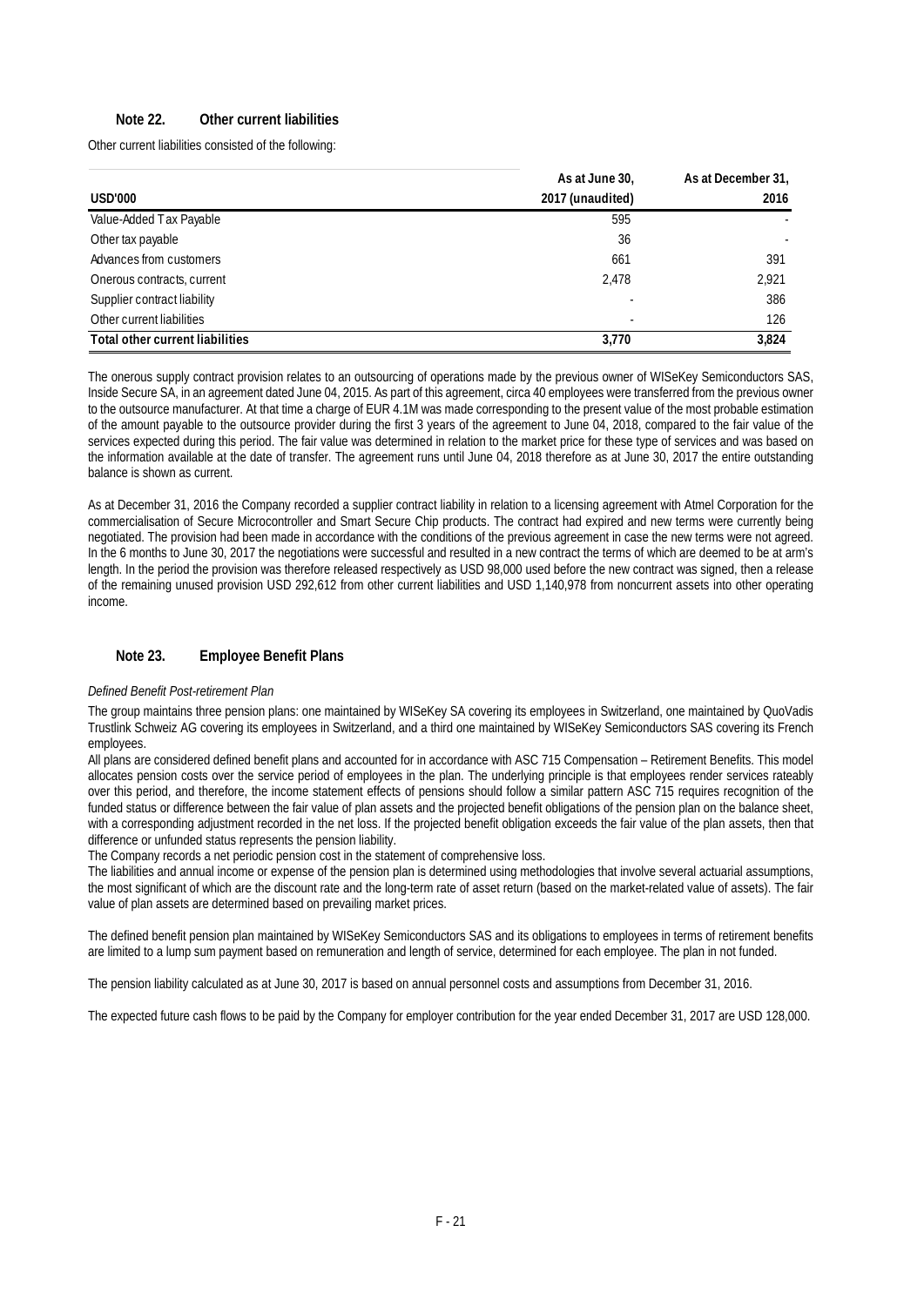### Note 22. Other current liabilities

Other current liabilities consisted of the following:

| USD'000 | As at June 30, 2017 (unaudited) | As at December 31, 2016 |
|---|---|---|
| Value-Added Tax Payable | 595 | - |
| Other tax payable | 36 | - |
| Advances from customers | 661 | 391 |
| Onerous contracts, current | 2,478 | 2,921 |
| Supplier contract liability | - | 386 |
| Other current liabilities | - | 126 |
| **Total other current liabilities** | **3,770** | **3,824** |

The onerous supply contract provision relates to an outsourcing of operations made by the previous owner of WISeKey Semiconductors SAS, Inside Secure SA, in an agreement dated June 04, 2015. As part of this agreement, circa 40 employees were transferred from the previous owner to the outsource manufacturer. At that time a charge of EUR 4.1M was made corresponding to the present value of the most probable estimation of the amount payable to the outsource provider during the first 3 years of the agreement to June 04, 2018, compared to the fair value of the services expected during this period. The fair value was determined in relation to the market price for these type of services and was based on the information available at the date of transfer. The agreement runs until June 04, 2018 therefore as at June 30, 2017 the entire outstanding balance is shown as current.

As at December 31, 2016 the Company recorded a supplier contract liability in relation to a licensing agreement with Atmel Corporation for the commercialisation of Secure Microcontroller and Smart Secure Chip products. The contract had expired and new terms were currently being negotiated. The provision had been made in accordance with the conditions of the previous agreement in case the new terms were not agreed. In the 6 months to June 30, 2017 the negotiations were successful and resulted in a new contract the terms of which are deemed to be at arm's length. In the period the provision was therefore released respectively as USD 98,000 used before the new contract was signed, then a release of the remaining unused provision USD 292,612 from other current liabilities and USD 1,140,978 from noncurrent assets into other operating income.

### Note 23. Employee Benefit Plans

*Defined Benefit Post-retirement Plan*

The group maintains three pension plans: one maintained by WISeKey SA covering its employees in Switzerland, one maintained by QuoVadis Trustlink Schweiz AG covering its employees in Switzerland, and a third one maintained by WISeKey Semiconductors SAS covering its French employees.

All plans are considered defined benefit plans and accounted for in accordance with ASC 715 Compensation – Retirement Benefits. This model allocates pension costs over the service period of employees in the plan. The underlying principle is that employees render services rateably over this period, and therefore, the income statement effects of pensions should follow a similar pattern ASC 715 requires recognition of the funded status or difference between the fair value of plan assets and the projected benefit obligations of the pension plan on the balance sheet, with a corresponding adjustment recorded in the net loss. If the projected benefit obligation exceeds the fair value of the plan assets, then that difference or unfunded status represents the pension liability.

The Company records a net periodic pension cost in the statement of comprehensive loss.

The liabilities and annual income or expense of the pension plan is determined using methodologies that involve several actuarial assumptions, the most significant of which are the discount rate and the long-term rate of asset return (based on the market-related value of assets). The fair value of plan assets are determined based on prevailing market prices.

The defined benefit pension plan maintained by WISeKey Semiconductors SAS and its obligations to employees in terms of retirement benefits are limited to a lump sum payment based on remuneration and length of service, determined for each employee. The plan in not funded.

The pension liability calculated as at June 30, 2017 is based on annual personnel costs and assumptions from December 31, 2016.

The expected future cash flows to be paid by the Company for employer contribution for the year ended December 31, 2017 are USD 128,000.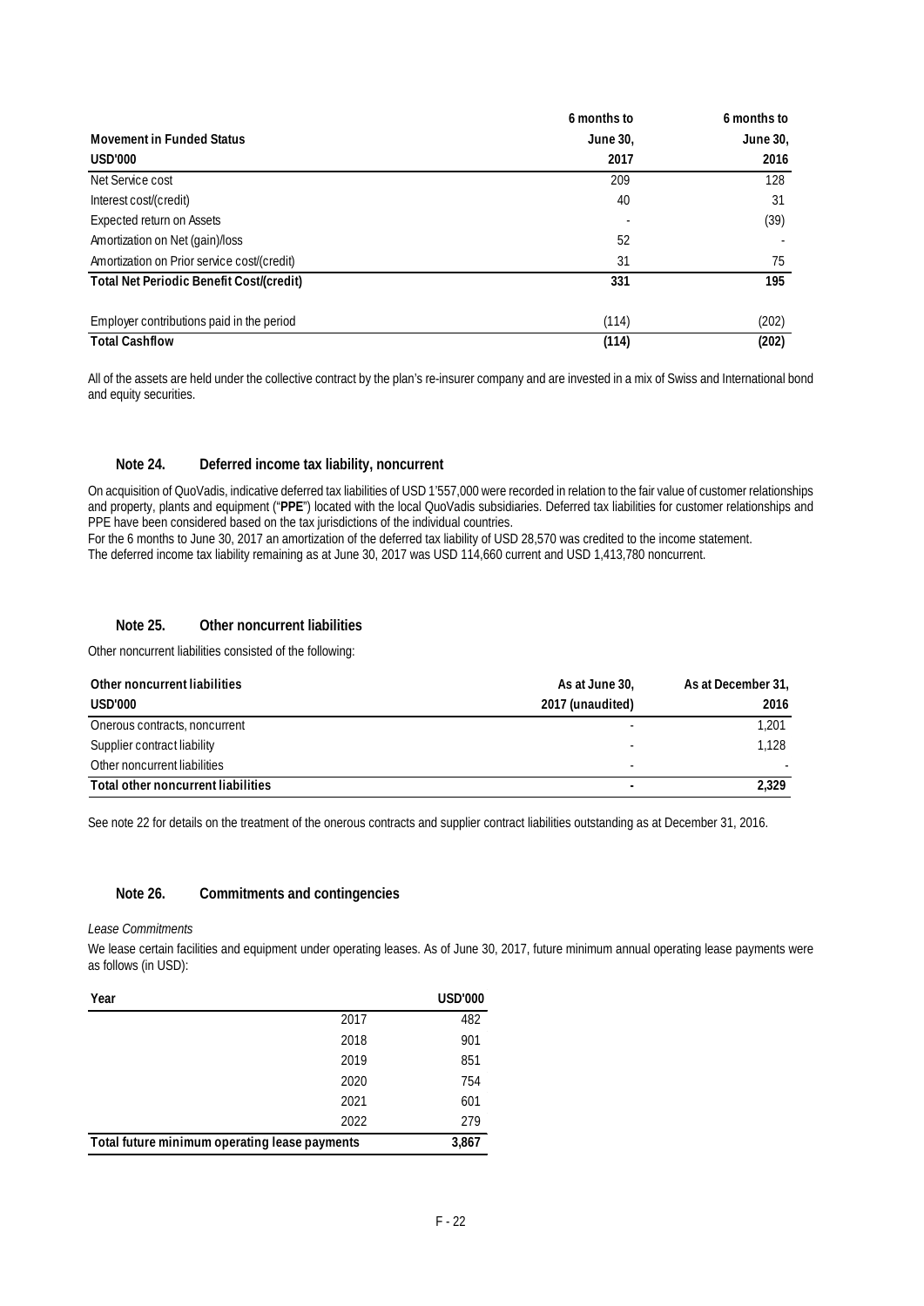| Movement in Funded Status | 6 months to June 30, | 6 months to June 30, |
|---|---|---|
| USD'000 | 2017 | 2016 |
| Net Service cost | 209 | 128 |
| Interest cost/(credit) | 40 | 31 |
| Expected return on Assets | - | (39) |
| Amortization on Net (gain)/loss | 52 | - |
| Amortization on Prior service cost/(credit) | 31 | 75 |
| **Total Net Periodic Benefit Cost/(credit)** | **331** | **195** |
| | | |
| Employer contributions paid in the period | (114) | (202) |
| **Total Cashflow** | **(114)** | **(202)** |

All of the assets are held under the collective contract by the plan's re-insurer company and are invested in a mix of Swiss and International bond and equity securities.

## Note 24. Deferred income tax liability, noncurrent

On acquisition of QuoVadis, indicative deferred tax liabilities of USD 1'557,000 were recorded in relation to the fair value of customer relationships and property, plants and equipment ("**PPE**") located with the local QuoVadis subsidiaries. Deferred tax liabilities for customer relationships and PPE have been considered based on the tax jurisdictions of the individual countries.
For the 6 months to June 30, 2017 an amortization of the deferred tax liability of USD 28,570 was credited to the income statement.
The deferred income tax liability remaining as at June 30, 2017 was USD 114,660 current and USD 1,413,780 noncurrent.

## Note 25. Other noncurrent liabilities

Other noncurrent liabilities consisted of the following:

| Other noncurrent liabilities | As at June 30, | As at December 31, |
|---|---|---|
| USD'000 | 2017 (unaudited) | 2016 |
| Onerous contracts, noncurrent | - | 1,201 |
| Supplier contract liability | - | 1,128 |
| Other noncurrent liabilities | - | - |
| **Total other noncurrent liabilities** | **-** | **2,329** |

See note 22 for details on the treatment of the onerous contracts and supplier contract liabilities outstanding as at December 31, 2016.

## Note 26. Commitments and contingencies

*Lease Commitments*

We lease certain facilities and equipment under operating leases. As of June 30, 2017, future minimum annual operating lease payments were as follows (in USD):

| Year | USD'000 |
|---|---|
| 2017 | 482 |
| 2018 | 901 |
| 2019 | 851 |
| 2020 | 754 |
| 2021 | 601 |
| 2022 | 279 |
| **Total future minimum operating lease payments** | **3,867** |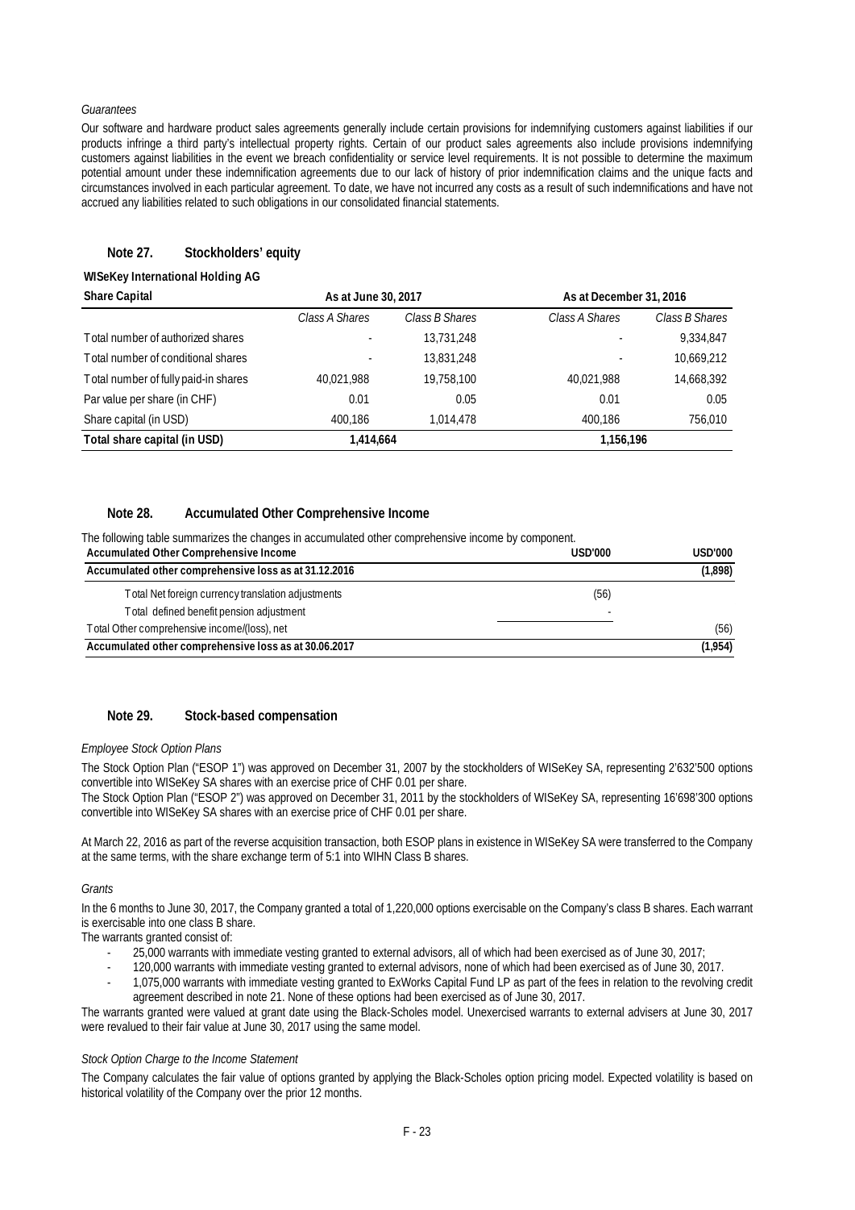*Guarantees*

Our software and hardware product sales agreements generally include certain provisions for indemnifying customers against liabilities if our products infringe a third party's intellectual property rights. Certain of our product sales agreements also include provisions indemnifying customers against liabilities in the event we breach confidentiality or service level requirements. It is not possible to determine the maximum potential amount under these indemnification agreements due to our lack of history of prior indemnification claims and the unique facts and circumstances involved in each particular agreement. To date, we have not incurred any costs as a result of such indemnifications and have not accrued any liabilities related to such obligations in our consolidated financial statements.

## Note 27. Stockholders' equity

**WISeKey International Holding AG**

| Share Capital | As at June 30, 2017 | | As at December 31, 2016 | |
|---|---|---|---|---|
| | *Class A Shares* | *Class B Shares* | *Class A Shares* | *Class B Shares* |
| Total number of authorized shares | - | 13,731,248 | - | 9,334,847 |
| Total number of conditional shares | - | 13,831,248 | - | 10,669,212 |
| Total number of fully paid-in shares | 40,021,988 | 19,758,100 | 40,021,988 | 14,668,392 |
| Par value per share (in CHF) | 0.01 | 0.05 | 0.01 | 0.05 |
| Share capital (in USD) | 400,186 | 1,014,478 | 400,186 | 756,010 |
| **Total share capital (in USD)** | **1,414,664** | | **1,156,196** | |

## Note 28. Accumulated Other Comprehensive Income

The following table summarizes the changes in accumulated other comprehensive income by component.

| Accumulated Other Comprehensive Income | USD'000 | USD'000 |
|---|---|---|
| **Accumulated other comprehensive loss as at 31.12.2016** | | **(1,898)** |
| Total Net foreign currency translation adjustments | (56) | |
| Total defined benefit pension adjustment | - | |
| Total Other comprehensive income/(loss), net | | (56) |
| **Accumulated other comprehensive loss as at 30.06.2017** | | **(1,954)** |

## Note 29. Stock-based compensation

*Employee Stock Option Plans*

The Stock Option Plan ("ESOP 1") was approved on December 31, 2007 by the stockholders of WISeKey SA, representing 2'632'500 options convertible into WISeKey SA shares with an exercise price of CHF 0.01 per share.
The Stock Option Plan ("ESOP 2") was approved on December 31, 2011 by the stockholders of WISeKey SA, representing 16'698'300 options convertible into WISeKey SA shares with an exercise price of CHF 0.01 per share.

At March 22, 2016 as part of the reverse acquisition transaction, both ESOP plans in existence in WISeKey SA were transferred to the Company at the same terms, with the share exchange term of 5:1 into WIHN Class B shares.

*Grants*

In the 6 months to June 30, 2017, the Company granted a total of 1,220,000 options exercisable on the Company's class B shares. Each warrant is exercisable into one class B share.
The warrants granted consist of:

- 25,000 warrants with immediate vesting granted to external advisors, all of which had been exercised as of June 30, 2017;
- 120,000 warrants with immediate vesting granted to external advisors, none of which had been exercised as of June 30, 2017.
- 1,075,000 warrants with immediate vesting granted to ExWorks Capital Fund LP as part of the fees in relation to the revolving credit agreement described in note 21. None of these options had been exercised as of June 30, 2017.

The warrants granted were valued at grant date using the Black-Scholes model. Unexercised warrants to external advisers at June 30, 2017 were revalued to their fair value at June 30, 2017 using the same model.

*Stock Option Charge to the Income Statement*

The Company calculates the fair value of options granted by applying the Black-Scholes option pricing model. Expected volatility is based on historical volatility of the Company over the prior 12 months.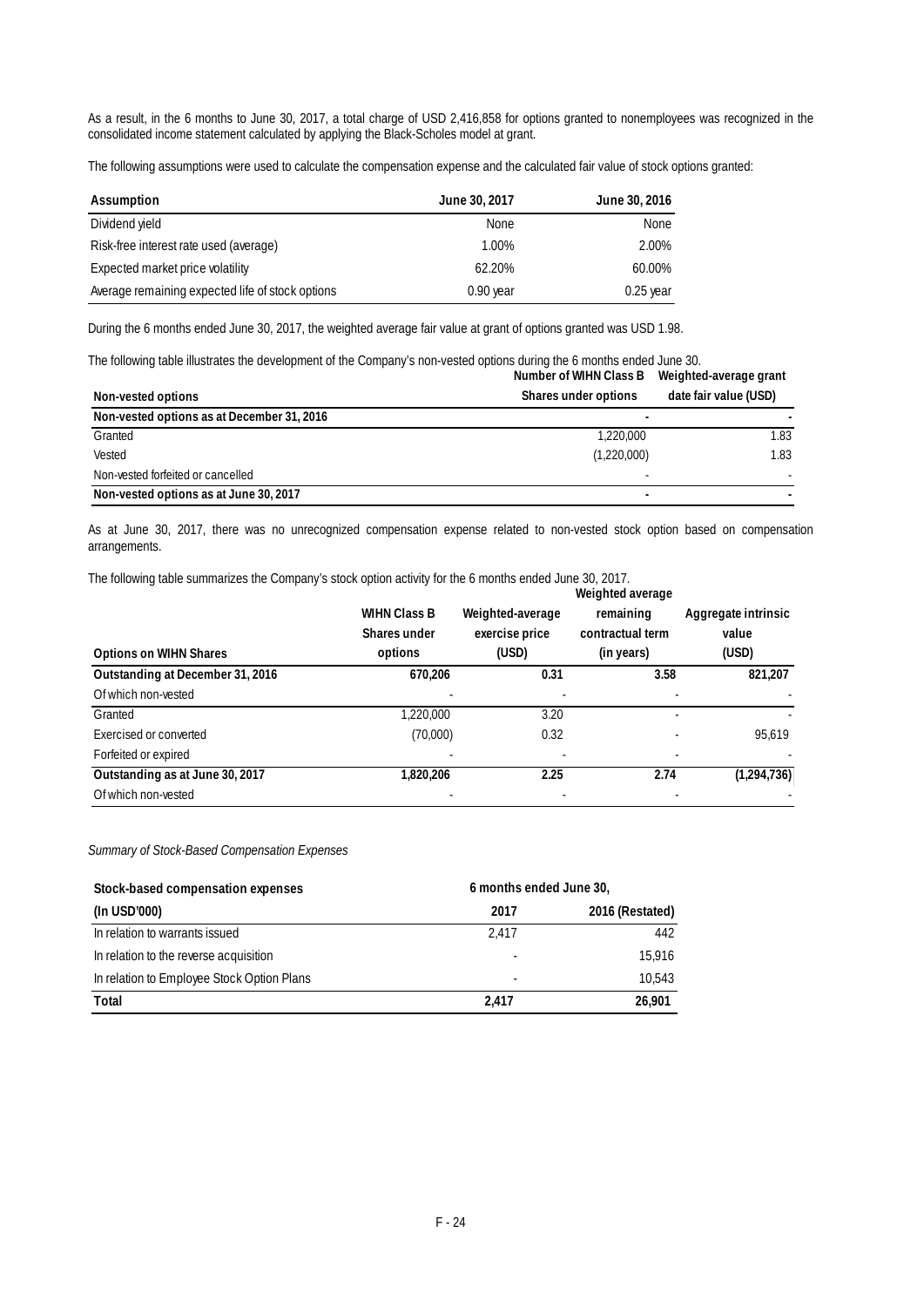As a result, in the 6 months to June 30, 2017, a total charge of USD 2,416,858 for options granted to nonemployees was recognized in the consolidated income statement calculated by applying the Black-Scholes model at grant.

The following assumptions were used to calculate the compensation expense and the calculated fair value of stock options granted:

| Assumption | June 30, 2017 | June 30, 2016 |
|---|---|---|
| Dividend yield | None | None |
| Risk-free interest rate used (average) | 1.00% | 2.00% |
| Expected market price volatility | 62.20% | 60.00% |
| Average remaining expected life of stock options | 0.90 year | 0.25 year |

During the 6 months ended June 30, 2017, the weighted average fair value at grant of options granted was USD 1.98.

The following table illustrates the development of the Company's non-vested options during the 6 months ended June 30.

| Non-vested options | Number of WIHN Class B Shares under options | Weighted-average grant date fair value (USD) |
|---|---|---|
| **Non-vested options as at December 31, 2016** | **-** | **-** |
| Granted | 1,220,000 | 1.83 |
| Vested | (1,220,000) | 1.83 |
| Non-vested forfeited or cancelled | - | - |
| **Non-vested options as at June 30, 2017** | **-** | **-** |

As at June 30, 2017, there was no unrecognized compensation expense related to non-vested stock option based on compensation arrangements.

The following table summarizes the Company's stock option activity for the 6 months ended June 30, 2017.

| Options on WIHN Shares | WIHN Class B Shares under options | Weighted-average exercise price (USD) | Weighted average remaining contractual term (in years) | Aggregate intrinsic value (USD) |
|---|---|---|---|---|
| **Outstanding at December 31, 2016** | **670,206** | **0.31** | **3.58** | **821,207** |
| Of which non-vested | - | - | - | - |
| Granted | 1,220,000 | 3.20 | - | - |
| Exercised or converted | (70,000) | 0.32 | - | 95,619 |
| Forfeited or expired | - | - | - | - |
| **Outstanding as at June 30, 2017** | **1,820,206** | **2.25** | **2.74** | **(1,294,736)** |
| Of which non-vested | - | - | - | - |

*Summary of Stock-Based Compensation Expenses*

| Stock-based compensation expenses (In USD'000) | 6 months ended June 30, 2017 | 2016 (Restated) |
|---|---|---|
| In relation to warrants issued | 2,417 | 442 |
| In relation to the reverse acquisition | - | 15,916 |
| In relation to Employee Stock Option Plans | - | 10,543 |
| **Total** | **2,417** | **26,901** |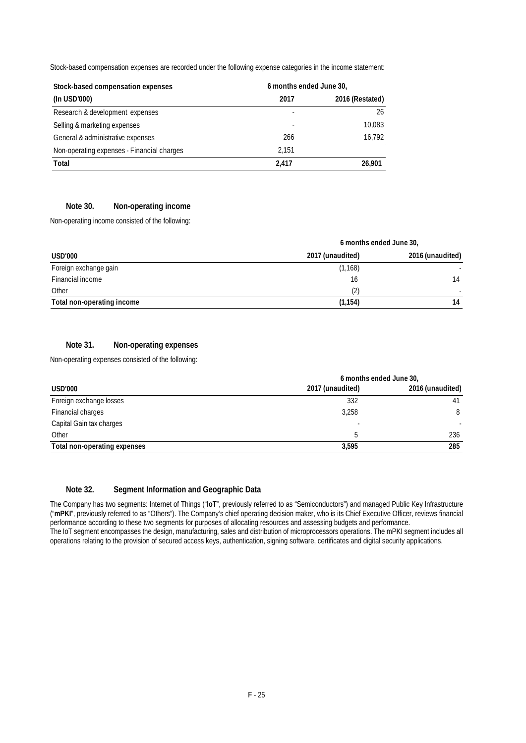Stock-based compensation expenses are recorded under the following expense categories in the income statement:

| Stock-based compensation expenses | 6 months ended June 30, | |
|---|---|---|
| (In USD'000) | 2017 | 2016 (Restated) |
| Research & development expenses | - | 26 |
| Selling & marketing expenses | - | 10,083 |
| General & administrative expenses | 266 | 16,792 |
| Non-operating expenses - Financial charges | 2,151 | |
| **Total** | **2,417** | **26,901** |

### Note 30. Non-operating income

Non-operating income consisted of the following:

| | 6 months ended June 30, | |
|---|---|---|
| **USD'000** | **2017 (unaudited)** | **2016 (unaudited)** |
| Foreign exchange gain | (1,168) | - |
| Financial income | 16 | 14 |
| Other | (2) | - |
| **Total non-operating income** | **(1,154)** | **14** |

### Note 31. Non-operating expenses

Non-operating expenses consisted of the following:

| | 6 months ended June 30, | |
|---|---|---|
| **USD'000** | **2017 (unaudited)** | **2016 (unaudited)** |
| Foreign exchange losses | 332 | 41 |
| Financial charges | 3,258 | 8 |
| Capital Gain tax charges | - | - |
| Other | 5 | 236 |
| **Total non-operating expenses** | **3,595** | **285** |

### Note 32. Segment Information and Geographic Data

The Company has two segments: Internet of Things ("**IoT**", previously referred to as "Semiconductors") and managed Public Key Infrastructure ("**mPKI**", previously referred to as "Others"). The Company's chief operating decision maker, who is its Chief Executive Officer, reviews financial performance according to these two segments for purposes of allocating resources and assessing budgets and performance.
The IoT segment encompasses the design, manufacturing, sales and distribution of microprocessors operations. The mPKI segment includes all operations relating to the provision of secured access keys, authentication, signing software, certificates and digital security applications.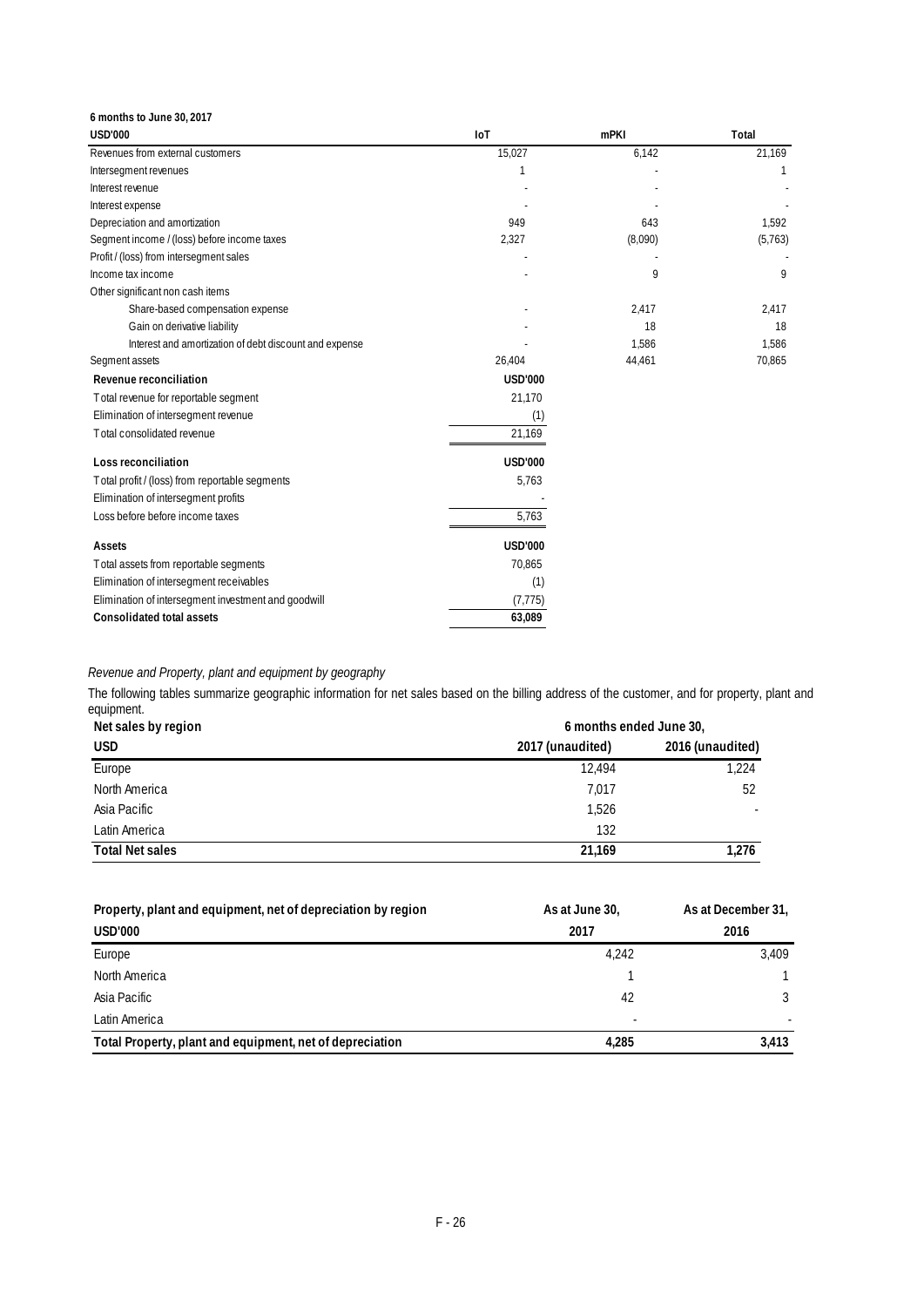**6 months to June 30, 2017**

| USD'000 | IoT | mPKI | Total |
|---|---|---|---|
| Revenues from external customers | 15,027 | 6,142 | 21,169 |
| Intersegment revenues | 1 | - | 1 |
| Interest revenue | - | - | - |
| Interest expense | - | - | - |
| Depreciation and amortization | 949 | 643 | 1,592 |
| Segment income / (loss) before income taxes | 2,327 | (8,090) | (5,763) |
| Profit / (loss) from intersegment sales | - | - | - |
| Income tax income | - | 9 | 9 |
| Other significant non cash items | | | |
| Share-based compensation expense | - | 2,417 | 2,417 |
| Gain on derivative liability | - | 18 | 18 |
| Interest and amortization of debt discount and expense | - | 1,586 | 1,586 |
| Segment assets | 26,404 | 44,461 | 70,865 |

| **Revenue reconciliation** | **USD'000** |
|---|---|
| Total revenue for reportable segment | 21,170 |
| Elimination of intersegment revenue | (1) |
| Total consolidated revenue | 21,169 |

| **Loss reconciliation** | **USD'000** |
|---|---|
| Total profit / (loss) from reportable segments | 5,763 |
| Elimination of intersegment profits | - |
| Loss before before income taxes | 5,763 |

| **Assets** | **USD'000** |
|---|---|
| Total assets from reportable segments | 70,865 |
| Elimination of intersegment receivables | (1) |
| Elimination of intersegment investment and goodwill | (7,775) |
| **Consolidated total assets** | **63,089** |

*Revenue and Property, plant and equipment by geography*

The following tables summarize geographic information for net sales based on the billing address of the customer, and for property, plant and equipment.

| **Net sales by region** | **6 months ended June 30,** | |
|---|---|---|
| **USD** | **2017 (unaudited)** | **2016 (unaudited)** |
| Europe | 12,494 | 1,224 |
| North America | 7,017 | 52 |
| Asia Pacific | 1,526 | - |
| Latin America | 132 | |
| **Total Net sales** | **21,169** | **1,276** |

| **Property, plant and equipment, net of depreciation by region** | **As at June 30,** | **As at December 31,** |
|---|---|---|
| **USD'000** | **2017** | **2016** |
| Europe | 4,242 | 3,409 |
| North America | 1 | 1 |
| Asia Pacific | 42 | 3 |
| Latin America | - | - |
| **Total Property, plant and equipment, net of depreciation** | **4,285** | **3,413** |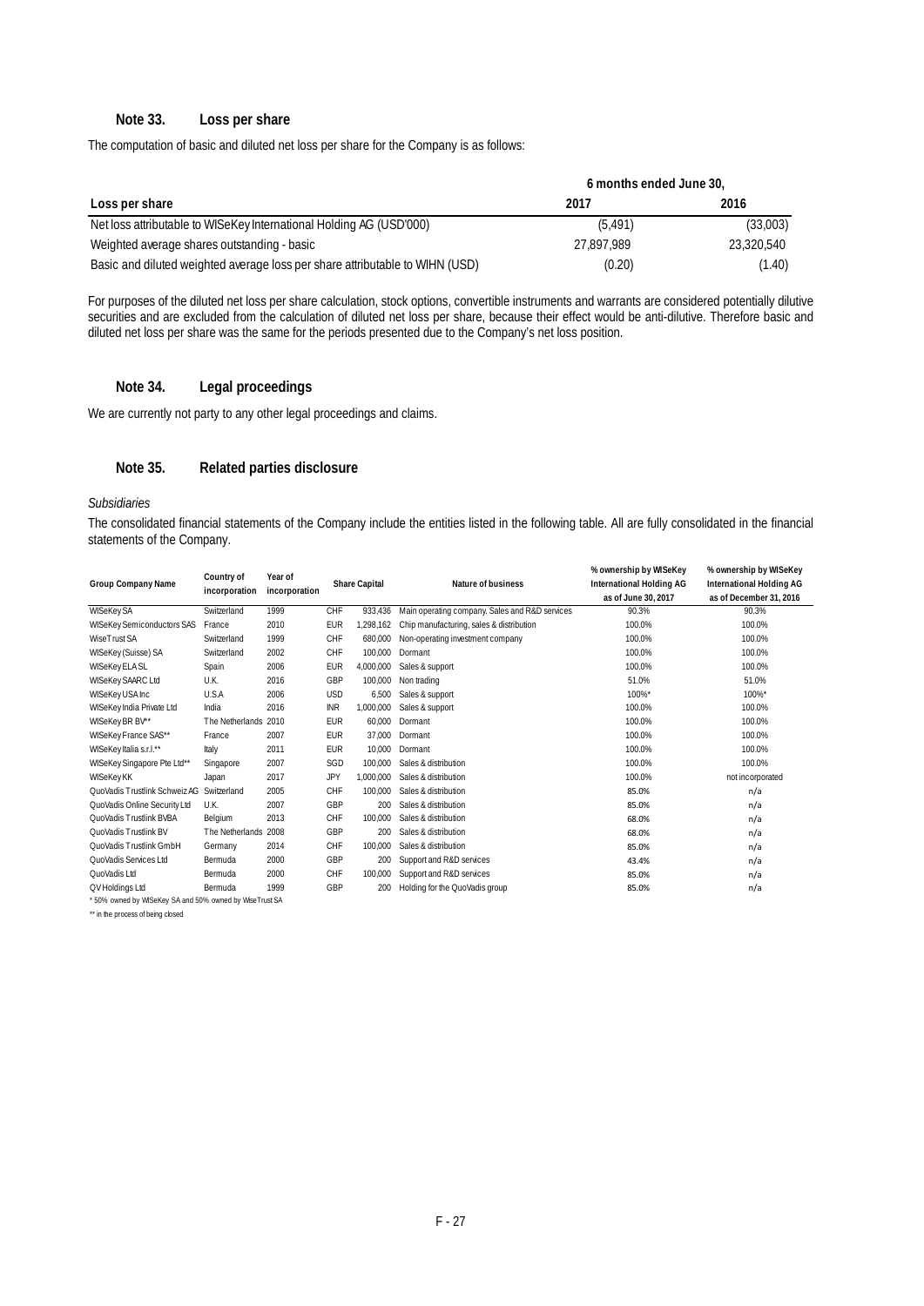## Note 33. Loss per share

The computation of basic and diluted net loss per share for the Company is as follows:

| Loss per share | 6 months ended June 30, 2017 | 2016 |
|---|---|---|
| Net loss attributable to WISeKey International Holding AG (USD'000) | (5,491) | (33,003) |
| Weighted average shares outstanding - basic | 27,897,989 | 23,320,540 |
| Basic and diluted weighted average loss per share attributable to WIHN (USD) | (0.20) | (1.40) |

For purposes of the diluted net loss per share calculation, stock options, convertible instruments and warrants are considered potentially dilutive securities and are excluded from the calculation of diluted net loss per share, because their effect would be anti-dilutive. Therefore basic and diluted net loss per share was the same for the periods presented due to the Company's net loss position.

## Note 34. Legal proceedings

We are currently not party to any other legal proceedings and claims.

## Note 35. Related parties disclosure

*Subsidiaries*

The consolidated financial statements of the Company include the entities listed in the following table. All are fully consolidated in the financial statements of the Company.

| Group Company Name | Country of incorporation | Year of incorporation | Share Capital | | Nature of business | % ownership by WISeKey International Holding AG as of June 30, 2017 | % ownership by WISeKey International Holding AG as of December 31, 2016 |
|---|---|---|---|---|---|---|---|
| WISeKey SA | Switzerland | 1999 | CHF | 933,436 | Main operating company. Sales and R&D services | 90.3% | 90.3% |
| WISeKey Semiconductors SAS | France | 2010 | EUR | 1,298,162 | Chip manufacturing, sales & distribution | 100.0% | 100.0% |
| WiseTrust SA | Switzerland | 1999 | CHF | 680,000 | Non-operating investment company | 100.0% | 100.0% |
| WISeKey (Suisse) SA | Switzerland | 2002 | CHF | 100,000 | Dormant | 100.0% | 100.0% |
| WISeKey ELA SL | Spain | 2006 | EUR | 4,000,000 | Sales & support | 100.0% | 100.0% |
| WISeKey SAARC Ltd | U.K. | 2016 | GBP | 100,000 | Non trading | 51.0% | 51.0% |
| WISeKey USA Inc | U.S.A | 2006 | USD | 6,500 | Sales & support | 100%* | 100%* |
| WISeKey India Private Ltd | India | 2016 | INR | 1,000,000 | Sales & support | 100.0% | 100.0% |
| WISeKey BR BV** | The Netherlands | 2010 | EUR | 60,000 | Dormant | 100.0% | 100.0% |
| WISeKey France SAS** | France | 2007 | EUR | 37,000 | Dormant | 100.0% | 100.0% |
| WISeKey Italia s.r.l.** | Italy | 2011 | EUR | 10,000 | Dormant | 100.0% | 100.0% |
| WISeKey Singapore Pte Ltd** | Singapore | 2007 | SGD | 100,000 | Sales & distribution | 100.0% | 100.0% |
| WISeKey KK | Japan | 2017 | JPY | 1,000,000 | Sales & distribution | 100.0% | not incorporated |
| QuoVadis Trustlink Schweiz AG | Switzerland | 2005 | CHF | 100,000 | Sales & distribution | 85.0% | n/a |
| QuoVadis Online Security Ltd | U.K. | 2007 | GBP | 200 | Sales & distribution | 85.0% | n/a |
| QuoVadis Trustlink BVBA | Belgium | 2013 | CHF | 100,000 | Sales & distribution | 68.0% | n/a |
| QuoVadis Trustlink BV | The Netherlands | 2008 | GBP | 200 | Sales & distribution | 68.0% | n/a |
| QuoVadis Trustlink GmbH | Germany | 2014 | CHF | 100,000 | Sales & distribution | 85.0% | n/a |
| QuoVadis Services Ltd | Bermuda | 2000 | GBP | 200 | Support and R&D services | 43.4% | n/a |
| QuoVadis Ltd | Bermuda | 2000 | CHF | 100,000 | Support and R&D services | 85.0% | n/a |
| QV Holdings Ltd | Bermuda | 1999 | GBP | 200 | Holding for the QuoVadis group | 85.0% | n/a |

\* 50% owned by WISeKey SA and 50% owned by WiseTrust SA

** in the process of being closed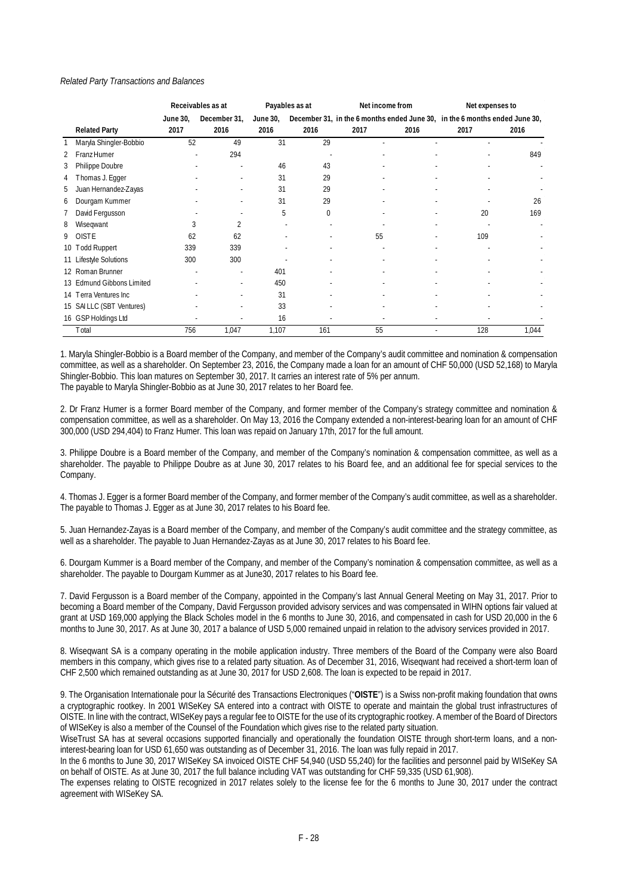*Related Party Transactions and Balances*

| | Related Party | Receivables as at | | Payables as at | | Net income from | | Net expenses to | |
|---|---|---|---|---|---|---|---|---|---|
| | | June 30, 2017 | December 31, 2016 | June 30, 2016 | December 31, 2016 | in the 6 months ended June 30, 2017 | 2016 | in the 6 months ended June 30, 2017 | 2016 |
| 1 | Maryla Shingler-Bobbio | 52 | 49 | 31 | 29 | - | - | - | - |
| 2 | Franz Humer | - | 294 | | - | - | - | - | 849 |
| 3 | Philippe Doubre | - | - | 46 | 43 | - | - | - | - |
| 4 | Thomas J. Egger | - | - | 31 | 29 | - | - | - | - |
| 5 | Juan Hernandez-Zayas | - | - | 31 | 29 | - | - | - | - |
| 6 | Dourgam Kummer | - | - | 31 | 29 | - | - | - | 26 |
| 7 | David Fergusson | - | - | 5 | 0 | - | - | 20 | 169 |
| 8 | Wiseqwant | 3 | 2 | - | - | - | - | - | - |
| 9 | OISTE | 62 | 62 | - | - | 55 | - | 109 | - |
| 10 | Todd Ruppert | 339 | 339 | - | - | - | - | - | - |
| 11 | Lifestyle Solutions | 300 | 300 | - | - | - | - | - | - |
| 12 | Roman Brunner | - | - | 401 | - | - | - | - | - |
| 13 | Edmund Gibbons Limited | - | - | 450 | - | - | - | - | - |
| 14 | Terra Ventures Inc | - | - | 31 | - | - | - | - | - |
| 15 | SAI LLC (SBT Ventures) | - | - | 33 | - | - | - | - | - |
| 16 | GSP Holdings Ltd | - | - | 16 | - | - | - | - | - |
| | Total | 756 | 1,047 | 1,107 | 161 | 55 | - | 128 | 1,044 |

1. Maryla Shingler-Bobbio is a Board member of the Company, and member of the Company's audit committee and nomination & compensation committee, as well as a shareholder. On September 23, 2016, the Company made a loan for an amount of CHF 50,000 (USD 52,168) to Maryla Shingler-Bobbio. This loan matures on September 30, 2017. It carries an interest rate of 5% per annum.
The payable to Maryla Shingler-Bobbio as at June 30, 2017 relates to her Board fee.

2. Dr Franz Humer is a former Board member of the Company, and former member of the Company's strategy committee and nomination & compensation committee, as well as a shareholder. On May 13, 2016 the Company extended a non-interest-bearing loan for an amount of CHF 300,000 (USD 294,404) to Franz Humer. This loan was repaid on January 17th, 2017 for the full amount.

3. Philippe Doubre is a Board member of the Company, and member of the Company's nomination & compensation committee, as well as a shareholder. The payable to Philippe Doubre as at June 30, 2017 relates to his Board fee, and an additional fee for special services to the Company.

4. Thomas J. Egger is a former Board member of the Company, and former member of the Company's audit committee, as well as a shareholder. The payable to Thomas J. Egger as at June 30, 2017 relates to his Board fee.

5. Juan Hernandez-Zayas is a Board member of the Company, and member of the Company's audit committee and the strategy committee, as well as a shareholder. The payable to Juan Hernandez-Zayas as at June 30, 2017 relates to his Board fee.

6. Dourgam Kummer is a Board member of the Company, and member of the Company's nomination & compensation committee, as well as a shareholder. The payable to Dourgam Kummer as at June30, 2017 relates to his Board fee.

7. David Fergusson is a Board member of the Company, appointed in the Company's last Annual General Meeting on May 31, 2017. Prior to becoming a Board member of the Company, David Fergusson provided advisory services and was compensated in WIHN options fair valued at grant at USD 169,000 applying the Black Scholes model in the 6 months to June 30, 2016, and compensated in cash for USD 20,000 in the 6 months to June 30, 2017. As at June 30, 2017 a balance of USD 5,000 remained unpaid in relation to the advisory services provided in 2017.

8. Wiseqwant SA is a company operating in the mobile application industry. Three members of the Board of the Company were also Board members in this company, which gives rise to a related party situation. As of December 31, 2016, Wiseqwant had received a short-term loan of CHF 2,500 which remained outstanding as at June 30, 2017 for USD 2,608. The loan is expected to be repaid in 2017.

9. The Organisation Internationale pour la Sécurité des Transactions Electroniques ("**OISTE**") is a Swiss non-profit making foundation that owns a cryptographic rootkey. In 2001 WISeKey SA entered into a contract with OISTE to operate and maintain the global trust infrastructures of OISTE. In line with the contract, WISeKey pays a regular fee to OISTE for the use of its cryptographic rootkey. A member of the Board of Directors of WISeKey is also a member of the Counsel of the Foundation which gives rise to the related party situation.
WiseTrust SA has at several occasions supported financially and operationally the foundation OISTE through short-term loans, and a non-interest-bearing loan for USD 61,650 was outstanding as of December 31, 2016. The loan was fully repaid in 2017.
In the 6 months to June 30, 2017 WISeKey SA invoiced OISTE CHF 54,940 (USD 55,240) for the facilities and personnel paid by WISeKey SA on behalf of OISTE. As at June 30, 2017 the full balance including VAT was outstanding for CHF 59,335 (USD 61,908).
The expenses relating to OISTE recognized in 2017 relates solely to the license fee for the 6 months to June 30, 2017 under the contract agreement with WISeKey SA.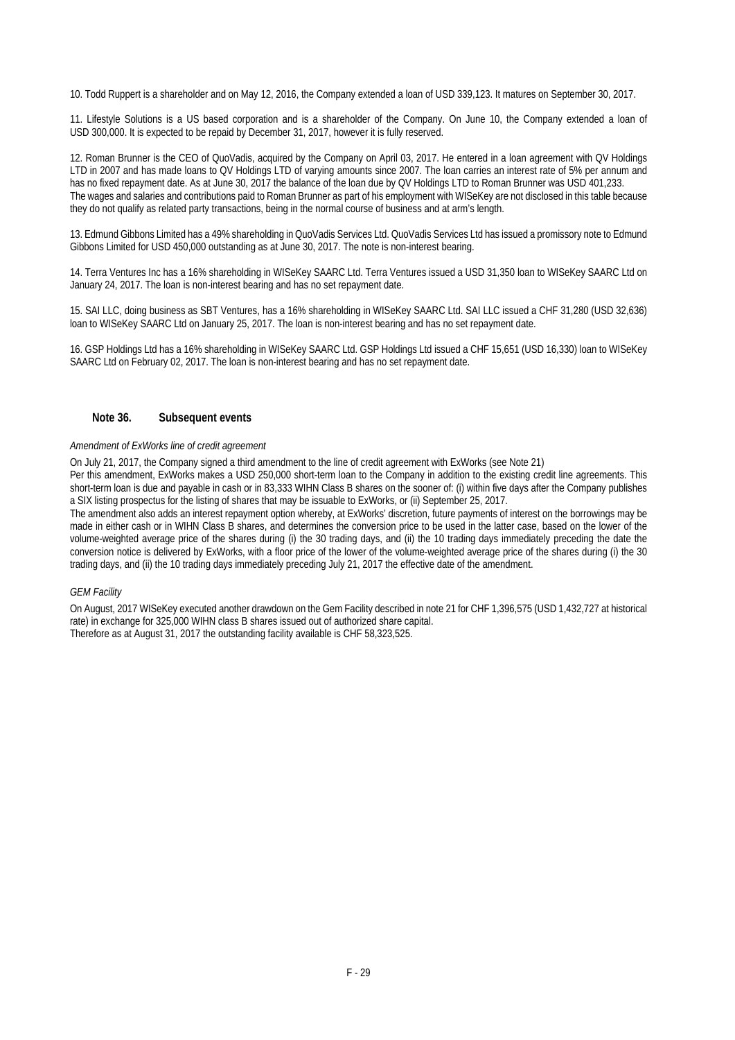10. Todd Ruppert is a shareholder and on May 12, 2016, the Company extended a loan of USD 339,123. It matures on September 30, 2017.

11. Lifestyle Solutions is a US based corporation and is a shareholder of the Company. On June 10, the Company extended a loan of USD 300,000. It is expected to be repaid by December 31, 2017, however it is fully reserved.

12. Roman Brunner is the CEO of QuoVadis, acquired by the Company on April 03, 2017. He entered in a loan agreement with QV Holdings LTD in 2007 and has made loans to QV Holdings LTD of varying amounts since 2007. The loan carries an interest rate of 5% per annum and has no fixed repayment date. As at June 30, 2017 the balance of the loan due by QV Holdings LTD to Roman Brunner was USD 401,233.
The wages and salaries and contributions paid to Roman Brunner as part of his employment with WISeKey are not disclosed in this table because they do not qualify as related party transactions, being in the normal course of business and at arm's length.

13. Edmund Gibbons Limited has a 49% shareholding in QuoVadis Services Ltd. QuoVadis Services Ltd has issued a promissory note to Edmund Gibbons Limited for USD 450,000 outstanding as at June 30, 2017. The note is non-interest bearing.

14. Terra Ventures Inc has a 16% shareholding in WISeKey SAARC Ltd. Terra Ventures issued a USD 31,350 loan to WISeKey SAARC Ltd on January 24, 2017. The loan is non-interest bearing and has no set repayment date.

15. SAI LLC, doing business as SBT Ventures, has a 16% shareholding in WISeKey SAARC Ltd. SAI LLC issued a CHF 31,280 (USD 32,636) loan to WISeKey SAARC Ltd on January 25, 2017. The loan is non-interest bearing and has no set repayment date.

16. GSP Holdings Ltd has a 16% shareholding in WISeKey SAARC Ltd. GSP Holdings Ltd issued a CHF 15,651 (USD 16,330) loan to WISeKey SAARC Ltd on February 02, 2017. The loan is non-interest bearing and has no set repayment date.

## Note 36. Subsequent events

*Amendment of ExWorks line of credit agreement*

On July 21, 2017, the Company signed a third amendment to the line of credit agreement with ExWorks (see Note 21)
Per this amendment, ExWorks makes a USD 250,000 short-term loan to the Company in addition to the existing credit line agreements. This short-term loan is due and payable in cash or in 83,333 WIHN Class B shares on the sooner of: (i) within five days after the Company publishes a SIX listing prospectus for the listing of shares that may be issuable to ExWorks, or (ii) September 25, 2017.
The amendment also adds an interest repayment option whereby, at ExWorks' discretion, future payments of interest on the borrowings may be made in either cash or in WIHN Class B shares, and determines the conversion price to be used in the latter case, based on the lower of the volume-weighted average price of the shares during (i) the 30 trading days, and (ii) the 10 trading days immediately preceding the date the conversion notice is delivered by ExWorks, with a floor price of the lower of the volume-weighted average price of the shares during (i) the 30 trading days, and (ii) the 10 trading days immediately preceding July 21, 2017 the effective date of the amendment.

*GEM Facility*

On August, 2017 WISeKey executed another drawdown on the Gem Facility described in note 21 for CHF 1,396,575 (USD 1,432,727 at historical rate) in exchange for 325,000 WIHN class B shares issued out of authorized share capital.
Therefore as at August 31, 2017 the outstanding facility available is CHF 58,323,525.